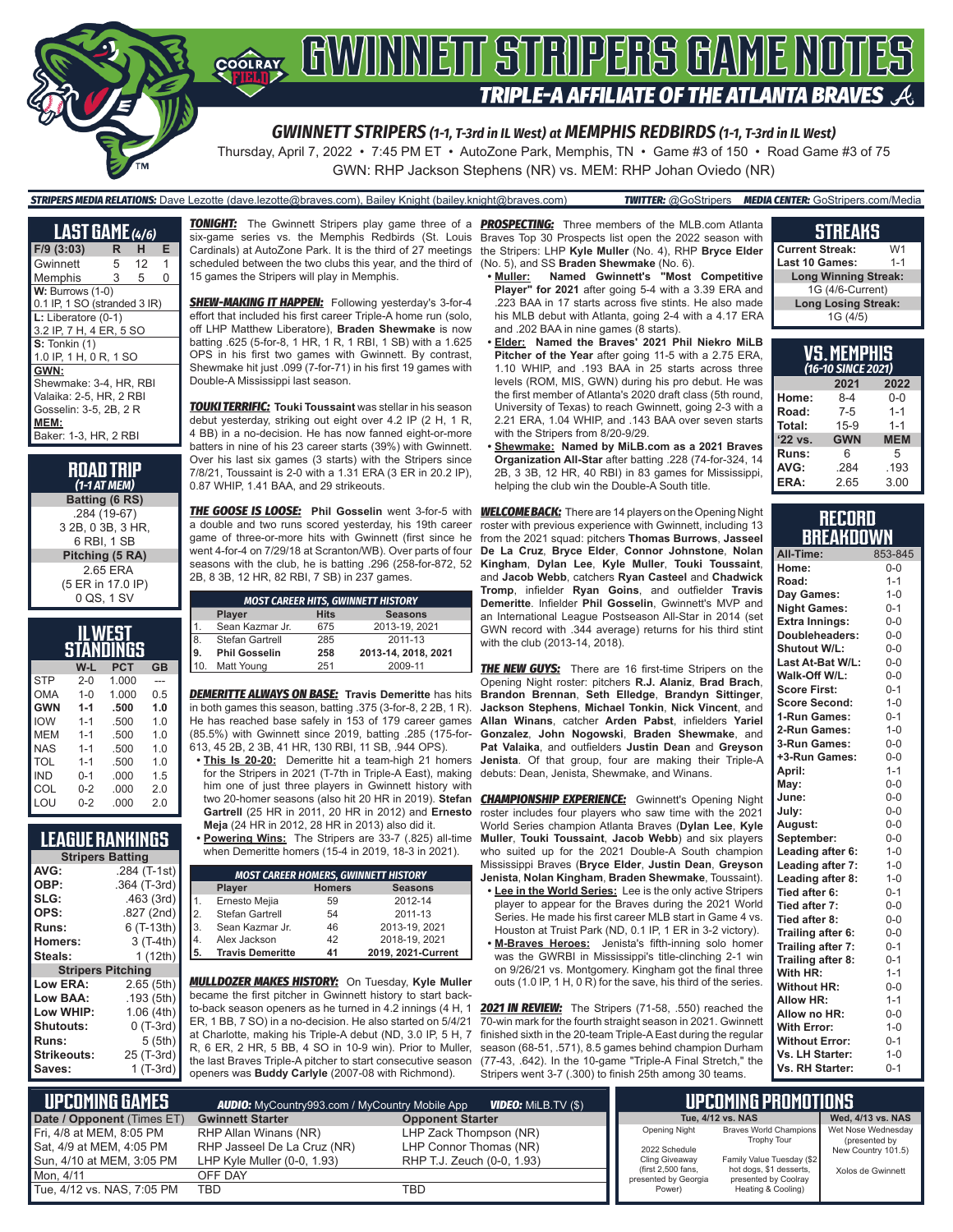# GWINNETT STRIPERS GAME NOTES

## TRIPLE-A AFFILIATE OF THE ATLANTA BRAVES

### GWINNETT STRIPERS (1-1, T-3rd in IL West) at MEMPHIS REDBIRDS (1-1, T-3rd in IL West)

Thursday, April 7, 2022 • 7:45 PM ET • AutoZone Park, Memphis, TN • Game #3 of 150 • Road Game #3 of 75

GWN: RHP Jackson Stephens (NR) vs. MEM: RHP Johan Oviedo (NR)

**STRIPERS MEDIA RELATIONS:** Dave Lezotte (dave.lezotte@braves.com), Bailey Knight (bailey.knight@braves.com) **TWITTER:** @GoStripers **MEDIA CENTER:** GoStripers.com/Media

## LAST GAME (4/6)

| F/9 (3:03) | R | H | E |
|---|---|---|---|
| Gwinnett | 5 | 12 | 1 |
| Memphis | 3 | 5 | 0 |

**W:** Burrows (1-0)
0.1 IP, 1 SO (stranded 3 IR)

**L:** Liberatore (0-1)
3.2 IP, 7 H, 4 ER, 5 SO

**S:** Tonkin (1)
1.0 IP, 1 H, 0 R, 1 SO

**GWN:**
Shewmake: 3-4, HR, RBI
Valaika: 2-5, HR, 2 RBI
Gosselin: 3-5, 2B, 2 R

**MEM:**
Baker: 1-3, HR, 2 RBI

## ROAD TRIP
(1-1 AT MEM)

**Batting (6 RS)**
.284 (19-67)
3 2B, 0 3B, 3 HR,
6 RBI, 1 SB

**Pitching (5 RA)**
2.65 ERA
(5 ER in 17.0 IP)
0 QS, 1 SV

## IL WEST STANDINGS

| | W-L | PCT | GB |
|---|---|---|---|
| STP | 2-0 | 1.000 | --- |
| OMA | 1-0 | 1.000 | 0.5 |
| **GWN** | **1-1** | **.500** | **1.0** |
| IOW | 1-1 | .500 | 1.0 |
| MEM | 1-1 | .500 | 1.0 |
| NAS | 1-1 | .500 | 1.0 |
| TOL | 1-1 | .500 | 1.0 |
| IND | 0-1 | .000 | 1.5 |
| COL | 0-2 | .000 | 2.0 |
| LOU | 0-2 | .000 | 2.0 |

## LEAGUE RANKINGS

| Stripers Batting | |
|---|---|
| AVG: | .284 (T-1st) |
| OBP: | .364 (T-3rd) |
| SLG: | .463 (3rd) |
| OPS: | .827 (2nd) |
| Runs: | 6 (T-13th) |
| Homers: | 3 (T-4th) |
| Steals: | 1 (12th) |

| Stripers Pitching | |
|---|---|
| Low ERA: | 2.65 (5th) |
| Low BAA: | .193 (5th) |
| Low WHIP: | 1.06 (4th) |
| Shutouts: | 0 (T-3rd) |
| Runs: | 5 (5th) |
| Strikeouts: | 25 (T-3rd) |
| Saves: | 1 (T-3rd) |

**TONIGHT:** The Gwinnett Stripers play game three of a six-game series vs. the Memphis Redbirds (St. Louis Cardinals) at AutoZone Park. It is the third of 27 meetings scheduled between the two clubs this year, and the third of 15 games the Stripers will play in Memphis.

**SHEW-MAKING IT HAPPEN:** Following yesterday's 3-for-4 effort that included his first career Triple-A home run (solo, off LHP Matthew Liberatore), **Braden Shewmake** is now batting .625 (5-for-8, 1 HR, 1 R, 1 RBI, 1 SB) with a 1.625 OPS in his first two games with Gwinnett. By contrast, Shewmake hit just .099 (7-for-71) in his first 19 games with Double-A Mississippi last season.

**TOUKI TERRIFIC:** **Touki Toussaint** was stellar in his season debut yesterday, striking out eight over 4.2 IP (2 H, 1 R, 4 BB) in a no-decision. He has now fanned eight-or-more batters in nine of his 23 career starts (39%) with Gwinnett. Over his last six games (3 starts) with the Stripers since 7/8/21, Toussaint is 2-0 with a 1.31 ERA (3 ER in 20.2 IP), 0.87 WHIP, 1.41 BAA, and 29 strikeouts.

**THE GOOSE IS LOOSE:** **Phil Gosselin** went 3-for-5 with a double and two runs scored yesterday, his 19th career game of three-or-more hits with Gwinnett (first since he went 4-for-4 on 7/29/18 at Scranton/WB). Over parts of four seasons with the club, he is batting .296 (258-for-872, 52 2B, 8 3B, 12 HR, 82 RBI, 7 SB) in 237 games.

| MOST CAREER HITS, GWINNETT HISTORY | | | |
|---|---|---|---|
| | **Player** | **Hits** | **Seasons** |
| 1. | Sean Kazmar Jr. | 675 | 2013-19, 2021 |
| 8. | Stefan Gartrell | 285 | 2011-13 |
| **9.** | **Phil Gosselin** | **258** | **2013-14, 2018, 2021** |
| 10. | Matt Young | 251 | 2009-11 |

**DEMERITTE ALWAYS ON BASE:** **Travis Demeritte** has hits in both games this season, batting .375 (3-for-8, 2 2B, 1 R). He has reached base safely in 153 of 179 career games (85.5%) with Gwinnett since 2019, batting .285 (175-for-613, 45 2B, 2 3B, 41 HR, 130 RBI, 11 SB, .944 OPS).

- **This Is 20-20:** Demeritte hit a team-high 21 homers for the Stripers in 2021 (T-7th in Triple-A East), making him one of just three players in Gwinnett history with two 20-homer seasons (also hit 20 HR in 2019). **Stefan Gartrell** (25 HR in 2011, 20 HR in 2012) and **Ernesto Meja** (24 HR in 2012, 28 HR in 2013) also did it.
- **Powering Wins:** The Stripers are 33-7 (.825) all-time when Demeritte homers (15-4 in 2019, 18-3 in 2021).

| MOST CAREER HOMERS, GWINNETT HISTORY | | | |
|---|---|---|---|
| | **Player** | **Homers** | **Seasons** |
| 1. | Ernesto Mejia | 59 | 2012-14 |
| 2. | Stefan Gartrell | 54 | 2011-13 |
| 3. | Sean Kazmar Jr. | 46 | 2013-19, 2021 |
| 4. | Alex Jackson | 42 | 2018-19, 2021 |
| **5.** | **Travis Demeritte** | **41** | **2019, 2021-Current** |

**MULLDOZER MAKES HISTORY:** On Tuesday, **Kyle Muller** became the first pitcher in Gwinnett history to start back-to-back season openers as he turned in 4.2 innings (4 H, 1 ER, 1 BB, 7 SO) in a no-decision. He also started on 5/4/21 at Charlotte, making his Triple-A debut (ND, 3.0 IP, 5 H, 7 R, 6 ER, 2 HR, 5 BB, 4 SO in 10-9 win). Prior to Muller, the last Braves Triple-A pitcher to start consecutive season openers was **Buddy Carlyle** (2007-08 with Richmond).

**PROSPECTING:** Three members of the MLB.com Atlanta Braves Top 30 Prospects list open the 2022 season with the Stripers: LHP **Kyle Muller** (No. 4), RHP **Bryce Elder** (No. 5), and SS **Braden Shewmake** (No. 6).

- **Muller:** Named Gwinnett's **"Most Competitive Player"** for 2021 after going 5-4 with a 3.39 ERA and .223 BAA in 17 starts across five stints. He also made his MLB debut with Atlanta, going 2-4 with a 4.17 ERA and .202 BAA in nine games (8 starts).
- **Elder:** Named the Braves' 2021 Phil Niekro MiLB Pitcher of the Year after going 11-5 with a 2.75 ERA, 1.10 WHIP, and .193 BAA in 25 starts across three levels (ROM, MIS, GWN) during his pro debut. He was the first member of Atlanta's 2020 draft class (5th round, University of Texas) to reach Gwinnett, going 2-3 with a 2.21 ERA, 1.04 WHIP, and .143 BAA over seven starts with the Stripers from 8/20-9/29.
- **Shewmake:** Named by MiLB.com as a 2021 Braves Organization All-Star after batting .228 (74-for-324, 14 2B, 3 3B, 12 HR, 40 RBI) in 83 games for Mississippi, helping the club win the Double-A South title.

**WELCOME BACK:** There are 14 players on the Opening Night roster with previous experience with Gwinnett, including 13 from the 2021 squad: pitchers **Thomas Burrows**, **Jasseel De La Cruz**, **Bryce Elder**, **Connor Johnstone**, **Nolan Kingham**, **Dylan Lee**, **Kyle Muller**, **Touki Toussaint**, and **Jacob Webb**, catchers **Ryan Casteel** and **Chadwick Tromp**, infielder **Ryan Goins**, and outfielder **Travis Demeritte**. Infielder **Phil Gosselin**, Gwinnett's MVP and an International League Postseason All-Star in 2014 (set GWN record with .344 average) returns for his third stint with the club (2013-14, 2018).

**THE NEW GUYS:** There are 16 first-time Stripers on the Opening Night roster: pitchers **R.J. Alaniz**, **Brad Brach**, **Brandon Brennan**, **Seth Elledge**, **Brandyn Sittinger**, **Jackson Stephens**, **Michael Tonkin**, **Nick Vincent**, and **Allan Winans**, catcher **Arden Pabst**, infielders **Yariel Gonzalez**, **John Nogowski**, **Braden Shewmake**, and **Pat Valaika**, and outfielders **Justin Dean** and **Greyson Jenista**. Of that group, four are making their Triple-A debuts: Dean, Jenista, Shewmake, and Winans.

**CHAMPIONSHIP EXPERIENCE:** Gwinnett's Opening Night roster includes four players who saw time with the 2021 World Series champion Atlanta Braves (**Dylan Lee**, **Kyle Muller**, **Touki Toussaint**, **Jacob Webb**) and six players who suited up for the 2021 Double-A South champion Mississippi Braves (**Bryce Elder**, **Justin Dean**, **Greyson Jenista**, **Nolan Kingham**, **Braden Shewmake**, Toussaint).

- **Lee in the World Series:** Lee is the only active Stripers player to appear for the Braves during the 2021 World Series. He made his first career MLB start in Game 4 vs. Houston at Truist Park (ND, 0.1 IP, 1 ER in 3-2 victory).
- **M-Braves Heroes:** Jenista's fifth-inning solo homer was the GWRBI in Mississippi's title-clinching 2-1 win on 9/26/21 vs. Montgomery. Kingham got the final three outs (1.0 IP, 1 H, 0 R) for the save, his third of the series.

**2021 IN REVIEW:** The Stripers (71-58, .550) reached the 70-win mark for the fourth straight season in 2021. Gwinnett finished sixth in the 20-team Triple-A East during the regular season (68-51, .571), 8.5 games behind champion Durham (77-43, .642). In the 10-game "Triple-A Final Stretch," the Stripers went 3-7 (.300) to finish 25th among 30 teams.

## STREAKS

| | |
|---|---|
| Current Streak: | W1 |
| Last 10 Games: | 1-1 |
| **Long Winning Streak:** | |
| 1G (4/6-Current) | |
| **Long Losing Streak:** | |
| 1G (4/5) | |

## VS. MEMPHIS
(16-10 SINCE 2021)

| | 2021 | 2022 |
|---|---|---|
| Home: | 8-4 | 0-0 |
| Road: | 7-5 | 1-1 |
| Total: | 15-9 | 1-1 |
| **'22 vs.** | **GWN** | **MEM** |
| Runs: | 6 | 5 |
| AVG: | .284 | .193 |
| ERA: | 2.65 | 3.00 |

## RECORD BREAKDOWN

| | |
|---|---|
| All-Time: | 853-845 |
| Home: | 0-0 |
| Road: | 1-1 |
| Day Games: | 1-0 |
| Night Games: | 0-1 |
| Extra Innings: | 0-0 |
| Doubleheaders: | 0-0 |
| Shutout W/L: | 0-0 |
| Last At-Bat W/L: | 0-0 |
| Walk-Off W/L: | 0-0 |
| Score First: | 0-1 |
| Score Second: | 1-0 |
| 1-Run Games: | 0-1 |
| 2-Run Games: | 1-0 |
| 3-Run Games: | 0-0 |
| +3-Run Games: | 0-0 |
| April: | 1-1 |
| May: | 0-0 |
| June: | 0-0 |
| July: | 0-0 |
| August: | 0-0 |
| September: | 0-0 |
| Leading after 6: | 1-0 |
| Leading after 7: | 1-0 |
| Leading after 8: | 1-0 |
| Tied after 6: | 0-1 |
| Tied after 7: | 0-0 |
| Tied after 8: | 0-0 |
| Trailing after 6: | 0-0 |
| Trailing after 7: | 0-1 |
| Trailing after 8: | 0-1 |
| With HR: | 1-1 |
| Without HR: | 0-0 |
| Allow HR: | 1-1 |
| Allow no HR: | 0-0 |
| With Error: | 1-0 |
| Without Error: | 0-1 |
| Vs. LH Starter: | 1-0 |
| Vs. RH Starter: | 0-1 |

## UPCOMING GAMES

**AUDIO:** MyCountry993.com / MyCountry Mobile App **VIDEO:** MiLB.TV ($)

| Date / Opponent (Times ET) | Gwinnett Starter | Opponent Starter |
|---|---|---|
| Fri, 4/8 at MEM, 8:05 PM | RHP Allan Winans (NR) | LHP Zack Thompson (NR) |
| Sat, 4/9 at MEM, 4:05 PM | RHP Jasseel De La Cruz (NR) | LHP Connor Thomas (NR) |
| Sun, 4/10 at MEM, 3:05 PM | LHP Kyle Muller (0-0, 1.93) | RHP T.J. Zeuch (0-0, 1.93) |
| Mon, 4/11 | OFF DAY | |
| Tue, 4/12 vs. NAS, 7:05 PM | TBD | TBD |

## UPCOMING PROMOTIONS

| Tue, 4/12 vs. NAS | | Wed, 4/13 vs. NAS |
|---|---|---|
| Opening Night | Braves World Champions Trophy Tour | Wet Nose Wednesday (presented by New Country 101.5) |
| 2022 Schedule Cling Giveaway (first 2,500 fans, presented by Georgia Power) | Family Value Tuesday ($2 hot dogs, $1 desserts, presented by Coolray Heating & Cooling) | Xolos de Gwinnett |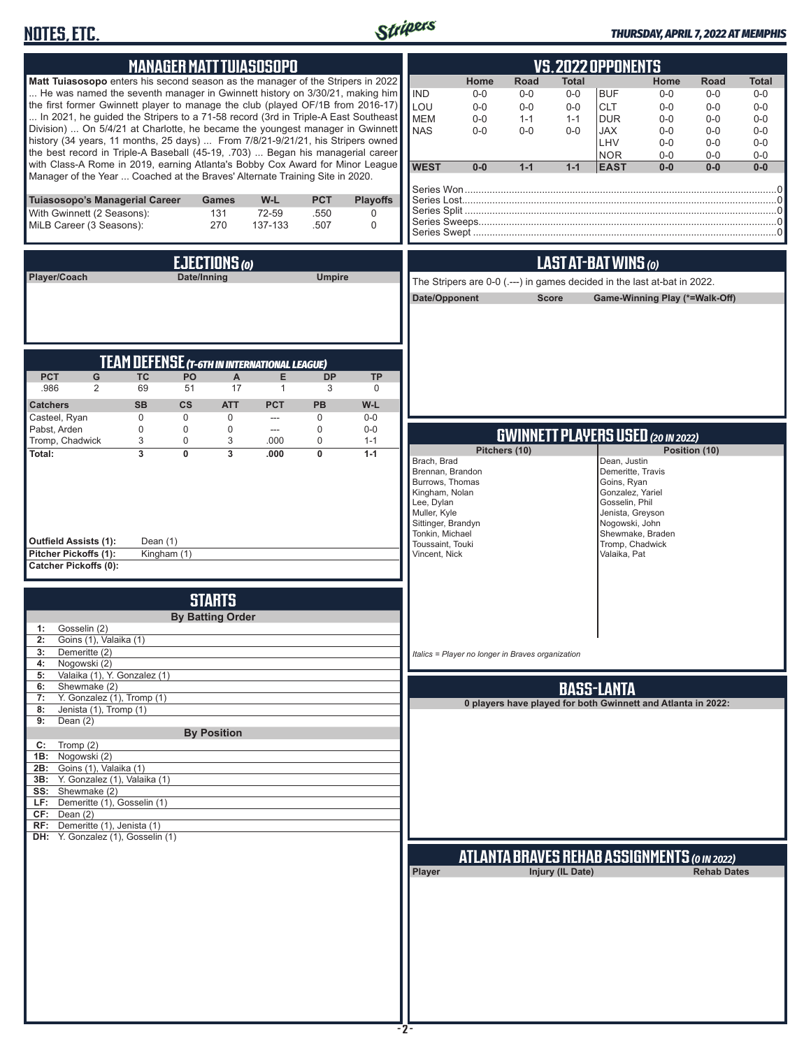## MANAGER MATT TUIASOSOPO

**Matt Tuiasosopo** enters his second season as the manager of the Stripers in 2022 ... He was named the seventh manager in Gwinnett history on 3/30/21, making him the first former Gwinnett player to manage the club (played OF/1B from 2016-17) ... In 2021, he guided the Stripers to a 71-58 record (3rd in Triple-A East Southeast Division) ... On 5/4/21 at Charlotte, he became the youngest manager in Gwinnett history (34 years, 11 months, 25 days) ... From 7/8/21-9/21/21, his Stripers owned the best record in Triple-A Baseball (45-19, .703) ... Began his managerial career with Class-A Rome in 2019, earning Atlanta's Bobby Cox Award for Minor League Manager of the Year ... Coached at the Braves' Alternate Training Site in 2020.

| Tuiasosopo's Managerial Career | Games | W-L | PCT | Playoffs |
|---|---|---|---|---|
| With Gwinnett (2 Seasons): | 131 | 72-59 | .550 | 0 |
| MiLB Career (3 Seasons): | 270 | 137-133 | .507 | 0 |

## EJECTIONS (0)

| Player/Coach | Date/Inning | Umpire |
|---|---|---|

## TEAM DEFENSE (T-6TH IN INTERNATIONAL LEAGUE)

| PCT | G | TC | PO | A | E | DP | TP |
|---|---|---|---|---|---|---|---|
| .986 | 2 | 69 | 51 | 17 | 1 | 3 | 0 |

| Catchers | SB | CS | ATT | PCT | PB | W-L |
|---|---|---|---|---|---|---|
| Casteel, Ryan | 0 | 0 | 0 | --- | 0 | 0-0 |
| Pabst, Arden | 0 | 0 | 0 | --- | 0 | 0-0 |
| Tromp, Chadwick | 3 | 0 | 3 | .000 | 0 | 1-1 |
| **Total:** | **3** | **0** | **3** | **.000** | **0** | **1-1** |

**Outfield Assists (1):** Dean (1)
**Pitcher Pickoffs (1):** Kingham (1)
**Catcher Pickoffs (0):**

## STARTS

**By Batting Order**

- **1:** Gosselin (2)
- **2:** Goins (1), Valaika (1)
- **3:** Demeritte (2)
- **4:** Nogowski (2)
- **5:** Valaika (1), Y. Gonzalez (1)
- **6:** Shewmake (2)
- **7:** Y. Gonzalez (1), Tromp (1)
- **8:** Jenista (1), Tromp (1)
- **9:** Dean (2)

**By Position**

- **C:** Tromp (2)
- **1B:** Nogowski (2)
- **2B:** Goins (1), Valaika (1)
- **3B:** Y. Gonzalez (1), Valaika (1)
- **SS:** Shewmake (2)
- **LF:** Demeritte (1), Gosselin (1)
- **CF:** Dean (2)
- **RF:** Demeritte (1), Jenista (1)
- **DH:** Y. Gonzalez (1), Gosselin (1)

## VS. 2022 OPPONENTS

| | Home | Road | Total | | Home | Road | Total |
|---|---|---|---|---|---|---|---|
| IND | 0-0 | 0-0 | 0-0 | BUF | 0-0 | 0-0 | 0-0 |
| LOU | 0-0 | 0-0 | 0-0 | CLT | 0-0 | 0-0 | 0-0 |
| MEM | 0-0 | 1-1 | 1-1 | DUR | 0-0 | 0-0 | 0-0 |
| NAS | 0-0 | 0-0 | 0-0 | JAX | 0-0 | 0-0 | 0-0 |
| | | | | LHV | 0-0 | 0-0 | 0-0 |
| | | | | NOR | 0-0 | 0-0 | 0-0 |
| **WEST** | **0-0** | **1-1** | **1-1** | **EAST** | **0-0** | **0-0** | **0-0** |

Series Won................0
Series Lost................0
Series Split................0
Series Sweeps................0
Series Swept................0

## LAST AT-BAT WINS (0)

The Stripers are 0-0 (.---) in games decided in the last at-bat in 2022.

| Date/Opponent | Score | Game-Winning Play (*=Walk-Off) |
|---|---|---|

## GWINNETT PLAYERS USED (20 IN 2022)

| Pitchers (10) | Position (10) |
|---|---|
| Brach, Brad | Dean, Justin |
| Brennan, Brandon | Demeritte, Travis |
| Burrows, Thomas | Goins, Ryan |
| Kingham, Nolan | Gonzalez, Yariel |
| Lee, Dylan | Gosselin, Phil |
| Muller, Kyle | Jenista, Greyson |
| Sittinger, Brandyn | Nogowski, John |
| Tonkin, Michael | Shewmake, Braden |
| Toussaint, Touki | Tromp, Chadwick |
| Vincent, Nick | Valaika, Pat |

*Italics = Player no longer in Braves organization*

## BASS-LANTA

**0 players have played for both Gwinnett and Atlanta in 2022:**

## ATLANTA BRAVES REHAB ASSIGNMENTS (0 IN 2022)

| Player | Injury (IL Date) | Rehab Dates |
|---|---|---|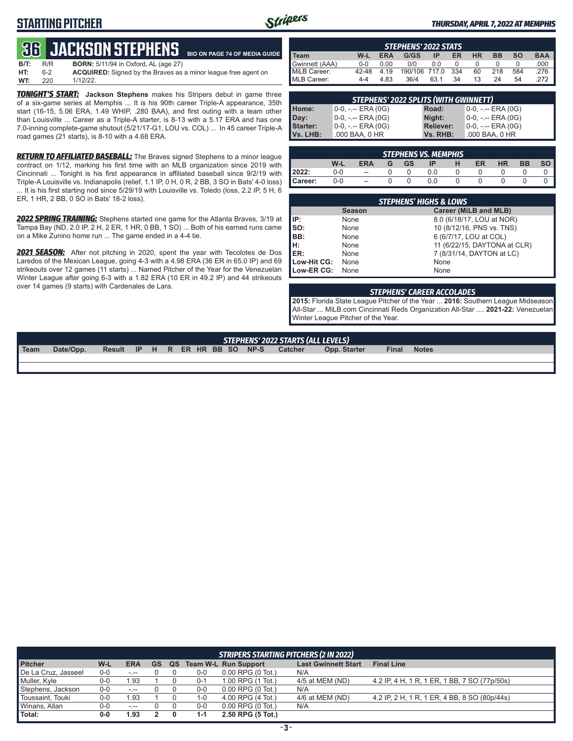# STARTING PITCHER

*THURSDAY, APRIL 7, 2022 AT MEMPHIS*

## 36 JACKSON STEPHENS

BIO ON PAGE 74 OF MEDIA GUIDE

**B/T:** R/R **BORN:** 5/11/94 in Oxford, AL (age 27)
**HT:** 6-2 **ACQUIRED:** Signed by the Braves as a minor league free agent on
**WT:** 220 1/12/22.

***TONIGHT'S START:*** **Jackson Stephens** makes his Stripers debut in game three of a six-game series at Memphis ... It is his 90th career Triple-A appearance, 35th start (16-15, 5.06 ERA, 1.49 WHIP, .280 BAA), and first outing with a team other than Louisville ... Career as a Triple-A starter, is 8-13 with a 5.17 ERA and has one 7.0-inning complete-game shutout (5/21/17-G1, LOU vs. COL) ... In 45 career Triple-A road games (21 starts), is 8-10 with a 4.68 ERA.

***RETURN TO AFFILIATED BASEBALL:*** The Braves signed Stephens to a minor league contract on 1/12, marking his first time with an MLB organization since 2019 with Cincinnati ... Tonight is his first appearance in affiliated baseball since 9/2/19 with Triple-A Louisville vs. Indianapolis (relief, 1.1 IP, 0 H, 0 R, 2 BB, 3 SO in Bats' 4-0 loss) ... It is his first starting nod since 5/29/19 with Louisville vs. Toledo (loss, 2.2 IP, 5 H, 6 ER, 1 HR, 2 BB, 0 SO in Bats' 18-2 loss).

***2022 SPRING TRAINING:*** Stephens started one game for the Atlanta Braves, 3/19 at Tampa Bay (ND, 2.0 IP, 2 H, 2 ER, 1 HR, 0 BB, 1 SO) ... Both of his earned runs came on a Mike Zunino home run ... The game ended in a 4-4 tie.

***2021 SEASON:*** After not pitching in 2020, spent the year with Tecolotes de Dos Laredos of the Mexican League, going 4-3 with a 4.98 ERA (36 ER in 65.0 IP) and 69 strikeouts over 12 games (11 starts) ... Named Pitcher of the Year for the Venezuelan Winter League after going 6-3 with a 1.82 ERA (10 ER in 49.2 IP) and 44 strikeouts over 14 games (9 starts) with Cardenales de Lara.

### STEPHENS' 2022 STATS

| Team | W-L | ERA | G/GS | IP | ER | HR | BB | SO | BAA |
|---|---|---|---|---|---|---|---|---|---|
| Gwinnett (AAA) | 0-0 | 0.00 | 0/0 | 0.0 | 0 | 0 | 0 | 0 | .000 |
| MiLB Career: | 42-48 | 4.19 | 190/106 | 717.0 | 334 | 60 | 218 | 584 | .276 |
| MLB Career: | 4-4 | 4.83 | 36/4 | 63.1 | 34 | 13 | 24 | 54 | .272 |

### STEPHENS' 2022 SPLITS (WITH GWINNETT)

| | | | |
|---|---|---|---|
| Home: | 0-0, -.-- ERA (0G) | Road: | 0-0, -.-- ERA (0G) |
| Day: | 0-0, -.-- ERA (0G) | Night: | 0-0, -.-- ERA (0G) |
| Starter: | 0-0, -.-- ERA (0G) | Reliever: | 0-0, -.-- ERA (0G) |
| Vs. LHB: | .000 BAA, 0 HR | Vs. RHB: | .000 BAA, 0 HR |

### STEPHENS VS. MEMPHIS

| | W-L | ERA | G | GS | IP | H | ER | HR | BB | SO |
|---|---|---|---|---|---|---|---|---|---|---|
| 2022: | 0-0 | -- | 0 | 0 | 0.0 | 0 | 0 | 0 | 0 | 0 |
| Career: | 0-0 | -- | 0 | 0 | 0.0 | 0 | 0 | 0 | 0 | 0 |

### STEPHENS' HIGHS & LOWS

| | Season | Career (MiLB and MLB) |
|---|---|---|
| IP: | None | 8.0 (6/18/17, LOU at NOR) |
| SO: | None | 10 (8/12/16, PNS vs. TNS) |
| BB: | None | 6 (6/7/17, LOU at COL) |
| H: | None | 11 (6/22/15, DAYTONA at CLR) |
| ER: | None | 7 (8/31/14, DAYTON at LC) |
| Low-Hit CG: | None | None |
| Low-ER CG: | None | None |

### STEPHENS' CAREER ACCOLADES

**2015:** Florida State League Pitcher of the Year ... **2016:** Southern League Midseason All-Star ... MiLB.com Cincinnati Reds Organization All-Star .... **2021-22:** Venezuelan Winter League Pitcher of the Year.

### STEPHENS' 2022 STARTS (ALL LEVELS)

| Team | Date/Opp. | Result | IP | H | R | ER | HR | BB | SO | NP-S | Catcher | Opp. Starter | Final | Notes |
|---|---|---|---|---|---|---|---|---|---|---|---|---|---|---|

### STRIPERS STARTING PITCHERS (2 IN 2022)

| Pitcher | W-L | ERA | GS | QS | Team W-L | Run Support | Last Gwinnett Start | Final Line |
|---|---|---|---|---|---|---|---|---|
| De La Cruz, Jasseel | 0-0 | -.-- | 0 | 0 | 0-0 | 0.00 RPG (0 Tot.) | N/A | |
| Muller, Kyle | 0-0 | 1.93 | 1 | 0 | 0-1 | 1.00 RPG (1 Tot.) | 4/5 at MEM (ND) | 4.2 IP, 4 H, 1 R, 1 ER, 1 BB, 7 SO (77p/50s) |
| Stephens, Jackson | 0-0 | -.-- | 0 | 0 | 0-0 | 0.00 RPG (0 Tot.) | N/A | |
| Toussaint, Touki | 0-0 | 1.93 | 1 | 0 | 1-0 | 4.00 RPG (4 Tot.) | 4/6 at MEM (ND) | 4.2 IP, 2 H, 1 R, 1 ER, 4 BB, 8 SO (80p/44s) |
| Winans, Allan | 0-0 | -.-- | 0 | 0 | 0-0 | 0.00 RPG (0 Tot.) | N/A | |
| **Total:** | **0-0** | **1.93** | **2** | **0** | **1-1** | **2.50 RPG (5 Tot.)** | | |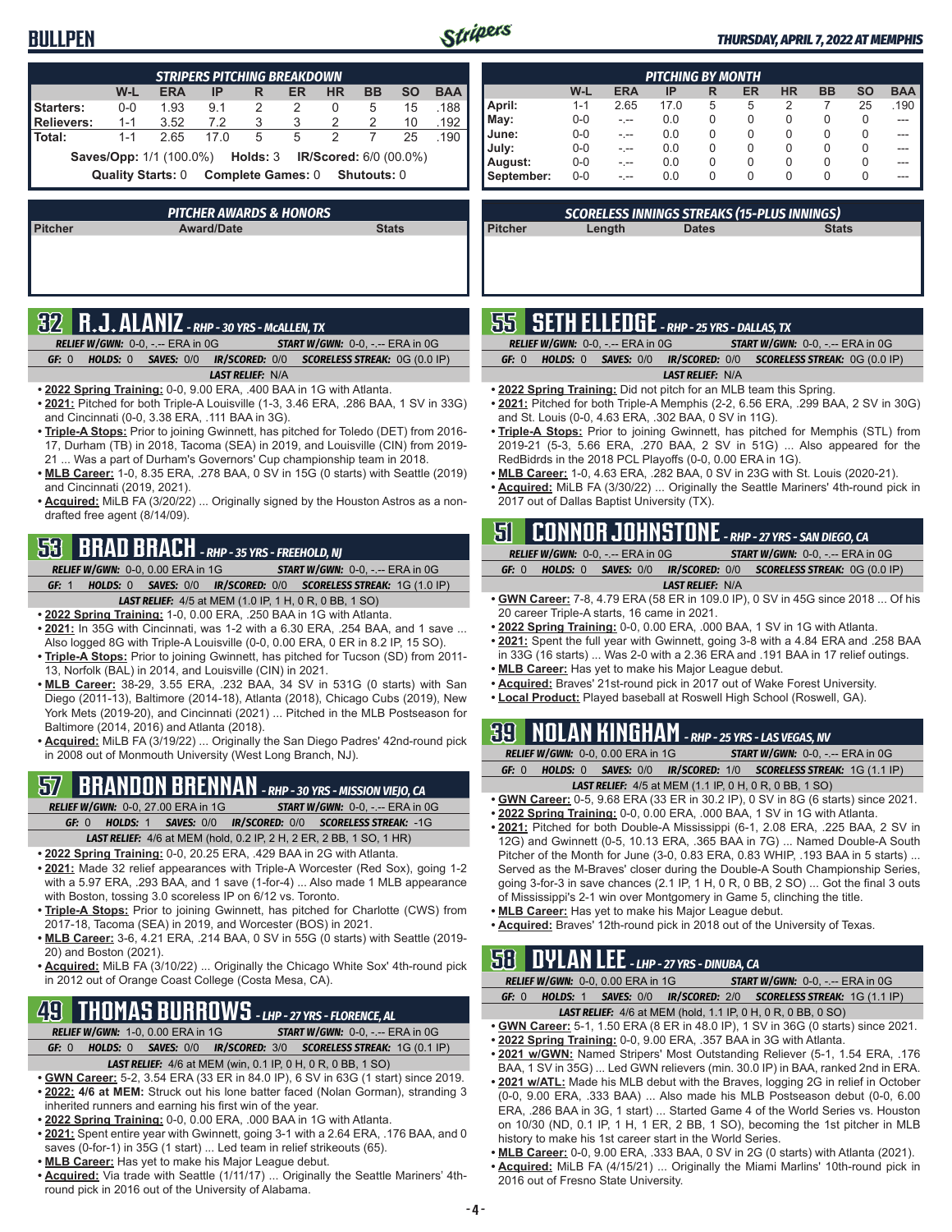# BULLPEN

### STRIPERS PITCHING BREAKDOWN

| | W-L | ERA | IP | R | ER | HR | BB | SO | BAA |
|---|---|---|---|---|---|---|---|---|---|
| Starters: | 0-0 | 1.93 | 9.1 | 2 | 2 | 0 | 5 | 15 | .188 |
| Relievers: | 1-1 | 3.52 | 7.2 | 3 | 3 | 2 | 2 | 10 | .192 |
| Total: | 1-1 | 2.65 | 17.0 | 5 | 5 | 2 | 7 | 25 | .190 |

**Saves/Opp:** 1/1 (100.0%) **Holds:** 3 **IR/Scored:** 6/0 (00.0%)

**Quality Starts:** 0 **Complete Games:** 0 **Shutouts:** 0

### PITCHING BY MONTH

| | W-L | ERA | IP | R | ER | HR | BB | SO | BAA |
|---|---|---|---|---|---|---|---|---|---|
| April: | 1-1 | 2.65 | 17.0 | 5 | 5 | 2 | 7 | 25 | .190 |
| May: | 0-0 | -.-- | 0.0 | 0 | 0 | 0 | 0 | 0 | --- |
| June: | 0-0 | -.-- | 0.0 | 0 | 0 | 0 | 0 | 0 | --- |
| July: | 0-0 | -.-- | 0.0 | 0 | 0 | 0 | 0 | 0 | --- |
| August: | 0-0 | -.-- | 0.0 | 0 | 0 | 0 | 0 | 0 | --- |
| September: | 0-0 | -.-- | 0.0 | 0 | 0 | 0 | 0 | 0 | --- |

### PITCHER AWARDS & HONORS

| Pitcher | Award/Date | Stats |
|---|---|---|

### SCORELESS INNINGS STREAKS (15-PLUS INNINGS)

| Pitcher | Length | Dates | Stats |
|---|---|---|---|

## 32 R.J. ALANIZ - RHP - 30 YRS - McALLEN, TX

*RELIEF W/GWN:* 0-0, -.-- ERA in 0G *START W/GWN:* 0-0, -.-- ERA in 0G

*GF:* 0 *HOLDS:* 0 *SAVES:* 0/0 *IR/SCORED:* 0/0 *SCORELESS STREAK:* 0G (0.0 IP)

*LAST RELIEF:* N/A

- **2022 Spring Training:** 0-0, 9.00 ERA, .400 BAA in 1G with Atlanta.
- **2021:** Pitched for both Triple-A Louisville (1-3, 3.46 ERA, .286 BAA, 1 SV in 33G) and Cincinnati (0-0, 3.38 ERA, .111 BAA in 3G).
- **Triple-A Stops:** Prior to joining Gwinnett, has pitched for Toledo (DET) from 2016-17, Durham (TB) in 2018, Tacoma (SEA) in 2019, and Louisville (CIN) from 2019-21 ... Was a part of Durham's Governors' Cup championship team in 2018.
- **MLB Career:** 1-0, 8.35 ERA, .278 BAA, 0 SV in 15G (0 starts) with Seattle (2019) and Cincinnati (2019, 2021).
- **Acquired:** MiLB FA (3/20/22) ... Originally signed by the Houston Astros as a non-drafted free agent (8/14/09).

## 53 BRAD BRACH - RHP - 35 YRS - FREEHOLD, NJ

*RELIEF W/GWN:* 0-0, 0.00 ERA in 1G *START W/GWN:* 0-0, -.-- ERA in 0G

*GF:* 1 *HOLDS:* 0 *SAVES:* 0/0 *IR/SCORED:* 0/0 *SCORELESS STREAK:* 1G (1.0 IP)

*LAST RELIEF:* 4/5 at MEM (1.0 IP, 1 H, 0 R, 0 BB, 1 SO)

- **2022 Spring Training:** 1-0, 0.00 ERA, .250 BAA in 1G with Atlanta.
- **2021:** In 35G with Cincinnati, was 1-2 with a 6.30 ERA, .254 BAA, and 1 save ... Also logged 8G with Triple-A Louisville (0-0, 0.00 ERA, 0 ER in 8.2 IP, 15 SO).
- **Triple-A Stops:** Prior to joining Gwinnett, has pitched for Tucson (SD) from 2011-13, Norfolk (BAL) in 2014, and Louisville (CIN) in 2021.
- **MLB Career:** 38-29, 3.55 ERA, .232 BAA, 34 SV in 531G (0 starts) with San Diego (2011-13), Baltimore (2014-18), Atlanta (2018), Chicago Cubs (2019), New York Mets (2019-20), and Cincinnati (2021) ... Pitched in the MLB Postseason for Baltimore (2014, 2016) and Atlanta (2018).
- **Acquired:** MiLB FA (3/19/22) ... Originally the San Diego Padres' 42nd-round pick in 2008 out of Monmouth University (West Long Branch, NJ).

## 57 BRANDON BRENNAN - RHP - 30 YRS - MISSION VIEJO, CA

*RELIEF W/GWN:* 0-0, 27.00 ERA in 1G *START W/GWN:* 0-0, -.-- ERA in 0G

*GF:* 0 *HOLDS:* 1 *SAVES:* 0/0 *IR/SCORED:* 0/0 *SCORELESS STREAK:* -1G

*LAST RELIEF:* 4/6 at MEM (hold, 0.2 IP, 2 H, 2 ER, 2 BB, 1 SO, 1 HR)

- **2022 Spring Training:** 0-0, 20.25 ERA, .429 BAA in 2G with Atlanta.
- **2021:** Made 32 relief appearances with Triple-A Worcester (Red Sox), going 1-2 with a 5.97 ERA, .293 BAA, and 1 save (1-for-4) ... Also made 1 MLB appearance with Boston, tossing 3.0 scoreless IP on 6/12 vs. Toronto.
- **Triple-A Stops:** Prior to joining Gwinnett, has pitched for Charlotte (CWS) from 2017-18, Tacoma (SEA) in 2019, and Worcester (BOS) in 2021.
- **MLB Career:** 3-6, 4.21 ERA, .214 BAA, 0 SV in 55G (0 starts) with Seattle (2019-20) and Boston (2021).
- **Acquired:** MiLB FA (3/10/22) ... Originally the Chicago White Sox' 4th-round pick in 2012 out of Orange Coast College (Costa Mesa, CA).

## 49 THOMAS BURROWS - LHP - 27 YRS - FLORENCE, AL

*RELIEF W/GWN:* 1-0, 0.00 ERA in 1G *START W/GWN:* 0-0, -.-- ERA in 0G

*GF:* 0 *HOLDS:* 0 *SAVES:* 0/0 *IR/SCORED:* 3/0 *SCORELESS STREAK:* 1G (0.1 IP)

*LAST RELIEF:* 4/6 at MEM (win, 0.1 IP, 0 H, 0 R, 0 BB, 1 SO)

- **GWN Career:** 5-2, 3.54 ERA (33 ER in 84.0 IP), 6 SV in 63G (1 start) since 2019.
- **2022: 4/6 at MEM:** Struck out his lone batter faced (Nolan Gorman), stranding 3 inherited runners and earning his first win of the year.
- **2022 Spring Training:** 0-0, 0.00 ERA, .000 BAA in 1G with Atlanta.
- **2021:** Spent entire year with Gwinnett, going 3-1 with a 2.64 ERA, .176 BAA, and 0 saves (0-for-1) in 35G (1 start) ... Led team in relief strikeouts (65).
- **MLB Career:** Has yet to make his Major League debut.
- **Acquired:** Via trade with Seattle (1/11/17) ... Originally the Seattle Mariners' 4th-round pick in 2016 out of the University of Alabama.

## 55 SETH ELLEDGE - RHP - 25 YRS - DALLAS, TX

*RELIEF W/GWN:* 0-0, -.-- ERA in 0G *START W/GWN:* 0-0, -.-- ERA in 0G

*GF:* 0 *HOLDS:* 0 *SAVES:* 0/0 *IR/SCORED:* 0/0 *SCORELESS STREAK:* 0G (0.0 IP)

*LAST RELIEF:* N/A

- **2022 Spring Training:** Did not pitch for an MLB team this Spring.
- **2021:** Pitched for both Triple-A Memphis (2-2, 6.56 ERA, .299 BAA, 2 SV in 30G) and St. Louis (0-0, 4.63 ERA, .302 BAA, 0 SV in 11G).
- **Triple-A Stops:** Prior to joining Gwinnett, has pitched for Memphis (STL) from 2019-21 (5-3, 5.66 ERA, .270 BAA, 2 SV in 51G) ... Also appeared for the RedBidrds in the 2018 PCL Playoffs (0-0, 0.00 ERA in 1G).
- **MLB Career:** 1-0, 4.63 ERA, .282 BAA, 0 SV in 23G with St. Louis (2020-21).
- **Acquired:** MiLB FA (3/30/22) ... Originally the Seattle Mariners' 4th-round pick in 2017 out of Dallas Baptist University (TX).

## 51 CONNOR JOHNSTONE - RHP - 27 YRS - SAN DIEGO, CA

*RELIEF W/GWN:* 0-0, -.-- ERA in 0G *START W/GWN:* 0-0, -.-- ERA in 0G

*GF:* 0 *HOLDS:* 0 *SAVES:* 0/0 *IR/SCORED:* 0/0 *SCORELESS STREAK:* 0G (0.0 IP)

*LAST RELIEF:* N/A

- **GWN Career:** 7-8, 4.79 ERA (58 ER in 109.0 IP), 0 SV in 45G since 2018 ... Of his 20 career Triple-A starts, 16 came in 2021.
- **2022 Spring Training:** 0-0, 0.00 ERA, .000 BAA, 1 SV in 1G with Atlanta.
- **2021:** Spent the full year with Gwinnett, going 3-8 with a 4.84 ERA and .258 BAA in 33G (16 starts) ... Was 2-0 with a 2.36 ERA and .191 BAA in 17 relief outings.
- **MLB Career:** Has yet to make his Major League debut.
- **Acquired:** Braves' 21st-round pick in 2017 out of Wake Forest University.
- **Local Product:** Played baseball at Roswell High School (Roswell, GA).

## 39 NOLAN KINGHAM - RHP - 25 YRS - LAS VEGAS, NV

*RELIEF W/GWN:* 0-0, 0.00 ERA in 1G *START W/GWN:* 0-0, -.-- ERA in 0G

*GF:* 0 *HOLDS:* 0 *SAVES:* 0/0 *IR/SCORED:* 1/0 *SCORELESS STREAK:* 1G (1.1 IP)

*LAST RELIEF:* 4/5 at MEM (1.1 IP, 0 H, 0 R, 0 BB, 1 SO)

- **GWN Career:** 0-5, 9.68 ERA (33 ER in 30.2 IP), 0 SV in 8G (6 starts) since 2021.
- **2022 Spring Training:** 0-0, 0.00 ERA, .000 BAA, 1 SV in 1G with Atlanta.
- **2021:** Pitched for both Double-A Mississippi (6-1, 2.08 ERA, .225 BAA, 2 SV in 12G) and Gwinnett (0-5, 10.13 ERA, .365 BAA in 7G) ... Named Double-A South Pitcher of the Month for June (3-0, 0.83 ERA, 0.83 WHIP, .193 BAA in 5 starts) ... Served as the M-Braves' closer during the Double-A South Championship Series, going 3-for-3 in save chances (2.1 IP, 1 H, 0 R, 0 BB, 2 SO) ... Got the final 3 outs of Mississippi's 2-1 win over Montgomery in Game 5, clinching the title.
- **MLB Career:** Has yet to make his Major League debut.
- **Acquired:** Braves' 12th-round pick in 2018 out of the University of Texas.

## 58 DYLAN LEE - LHP - 27 YRS - DINUBA, CA

*RELIEF W/GWN:* 0-0, 0.00 ERA in 1G *START W/GWN:* 0-0, -.-- ERA in 0G

*GF:* 0 *HOLDS:* 1 *SAVES:* 0/0 *IR/SCORED:* 2/0 *SCORELESS STREAK:* 1G (1.1 IP)

*LAST RELIEF:* 4/6 at MEM (hold, 1.1 IP, 0 H, 0 R, 0 BB, 0 SO)

- **GWN Career:** 5-1, 1.50 ERA (8 ER in 48.0 IP), 1 SV in 36G (0 starts) since 2021.
- **2022 Spring Training:** 0-0, 9.00 ERA, .357 BAA in 3G with Atlanta.
- **2021 w/GWN:** Named Stripers' Most Outstanding Reliever (5-1, 1.54 ERA, .176 BAA, 1 SV in 35G) ... Led GWN relievers (min. 30.0 IP) in BAA, ranked 2nd in ERA.
- **2021 w/ATL:** Made his MLB debut with the Braves, logging 2G in relief in October (0-0, 9.00 ERA, .333 BAA) ... Also made his MLB Postseason debut (0-0, 6.00 ERA, .286 BAA in 3G, 1 start) ... Started Game 4 of the World Series vs. Houston on 10/30 (ND, 0.1 IP, 1 H, 1 ER, 2 BB, 1 SO), becoming the 1st pitcher in MLB history to make his 1st career start in the World Series.
- **MLB Career:** 0-0, 9.00 ERA, .333 BAA, 0 SV in 2G (0 starts) with Atlanta (2021).
- **Acquired:** MiLB FA (4/15/21) ... Originally the Miami Marlins' 10th-round pick in 2016 out of Fresno State University.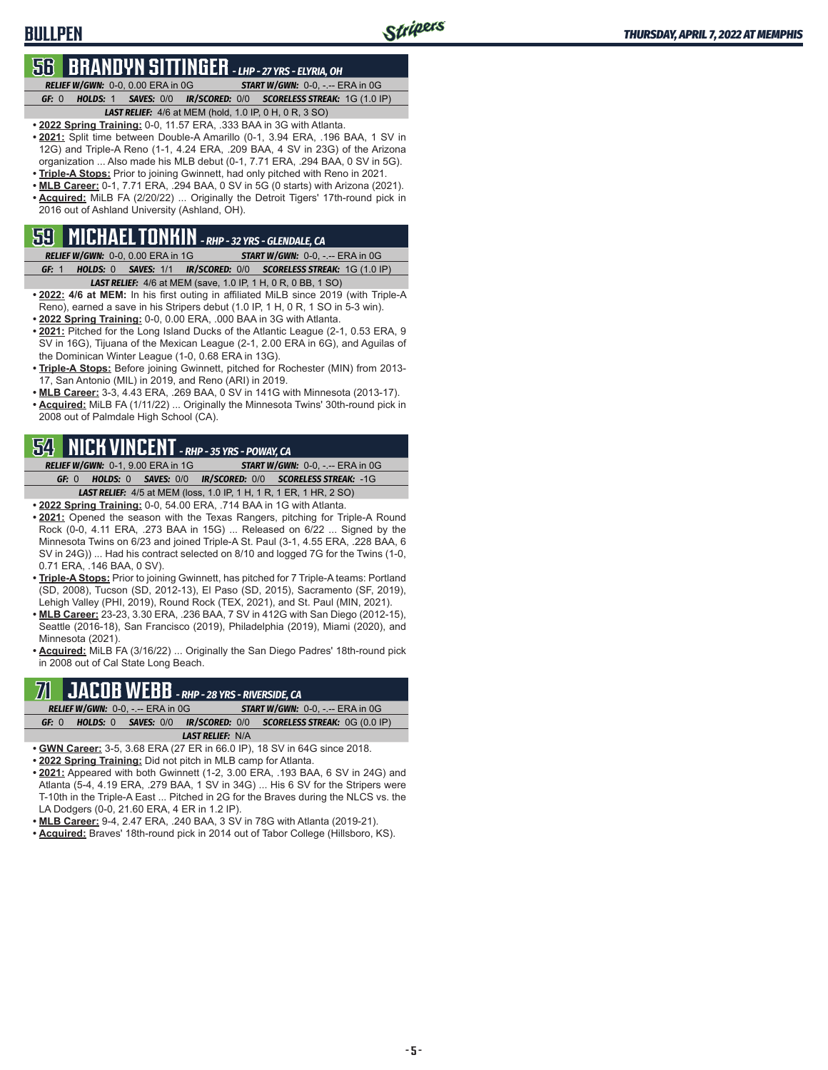# BULLPEN

## 56 BRANDYN SITTINGER - *LHP - 27 YRS - ELYRIA, OH*

***RELIEF W/GWN:*** 0-0, 0.00 ERA in 0G ***START W/GWN:*** 0-0, -.-- ERA in 0G

***GF:*** 0 ***HOLDS:*** 1 ***SAVES:*** 0/0 ***IR/SCORED:*** 0/0 ***SCORELESS STREAK:*** 1G (1.0 IP)

***LAST RELIEF:*** 4/6 at MEM (hold, 1.0 IP, 0 H, 0 R, 3 SO)

- **2022 Spring Training:** 0-0, 11.57 ERA, .333 BAA in 3G with Atlanta.
- **2021:** Split time between Double-A Amarillo (0-1, 3.94 ERA, .196 BAA, 1 SV in 12G) and Triple-A Reno (1-1, 4.24 ERA, .209 BAA, 4 SV in 23G) of the Arizona organization ... Also made his MLB debut (0-1, 7.71 ERA, .294 BAA, 0 SV in 5G).
- **Triple-A Stops:** Prior to joining Gwinnett, had only pitched with Reno in 2021.
- **MLB Career:** 0-1, 7.71 ERA, .294 BAA, 0 SV in 5G (0 starts) with Arizona (2021).
- **Acquired:** MiLB FA (2/20/22) ... Originally the Detroit Tigers' 17th-round pick in 2016 out of Ashland University (Ashland, OH).

## 59 MICHAEL TONKIN - *RHP - 32 YRS - GLENDALE, CA*

***RELIEF W/GWN:*** 0-0, 0.00 ERA in 1G ***START W/GWN:*** 0-0, -.-- ERA in 0G

***GF:*** 1 ***HOLDS:*** 0 ***SAVES:*** 1/1 ***IR/SCORED:*** 0/0 ***SCORELESS STREAK:*** 1G (1.0 IP)

***LAST RELIEF:*** 4/6 at MEM (save, 1.0 IP, 1 H, 0 R, 0 BB, 1 SO)

- **2022: 4/6 at MEM:** In his first outing in affiliated MiLB since 2019 (with Triple-A Reno), earned a save in his Stripers debut (1.0 IP, 1 H, 0 R, 1 SO in 5-3 win).
- **2022 Spring Training:** 0-0, 0.00 ERA, .000 BAA in 3G with Atlanta.
- **2021:** Pitched for the Long Island Ducks of the Atlantic League (2-1, 0.53 ERA, 9 SV in 16G), Tijuana of the Mexican League (2-1, 2.00 ERA in 6G), and Aguilas of the Dominican Winter League (1-0, 0.68 ERA in 13G).
- **Triple-A Stops:** Before joining Gwinnett, pitched for Rochester (MIN) from 2013-17, San Antonio (MIL) in 2019, and Reno (ARI) in 2019.
- **MLB Career:** 3-3, 4.43 ERA, .269 BAA, 0 SV in 141G with Minnesota (2013-17).
- **Acquired:** MiLB FA (1/11/22) ... Originally the Minnesota Twins' 30th-round pick in 2008 out of Palmdale High School (CA).

## 54 NICK VINCENT - *RHP - 35 YRS - POWAY, CA*

***RELIEF W/GWN:*** 0-1, 9.00 ERA in 1G ***START W/GWN:*** 0-0, -.-- ERA in 0G

***GF:*** 0 ***HOLDS:*** 0 ***SAVES:*** 0/0 ***IR/SCORED:*** 0/0 ***SCORELESS STREAK:*** -1G

***LAST RELIEF:*** 4/5 at MEM (loss, 1.0 IP, 1 H, 1 R, 1 ER, 1 HR, 2 SO)

- **2022 Spring Training:** 0-0, 54.00 ERA, .714 BAA in 1G with Atlanta.
- **2021:** Opened the season with the Texas Rangers, pitching for Triple-A Round Rock (0-0, 4.11 ERA, .273 BAA in 15G) ... Released on 6/22 ... Signed by the Minnesota Twins on 6/23 and joined Triple-A St. Paul (3-1, 4.55 ERA, .228 BAA, 6 SV in 24G)) ... Had his contract selected on 8/10 and logged 7G for the Twins (1-0, 0.71 ERA, .146 BAA, 0 SV).
- **Triple-A Stops:** Prior to joining Gwinnett, has pitched for 7 Triple-A teams: Portland (SD, 2008), Tucson (SD, 2012-13), El Paso (SD, 2015), Sacramento (SF, 2019), Lehigh Valley (PHI, 2019), Round Rock (TEX, 2021), and St. Paul (MIN, 2021).
- **MLB Career:** 23-23, 3.30 ERA, .236 BAA, 7 SV in 412G with San Diego (2012-15), Seattle (2016-18), San Francisco (2019), Philadelphia (2019), Miami (2020), and Minnesota (2021).
- **Acquired:** MiLB FA (3/16/22) ... Originally the San Diego Padres' 18th-round pick in 2008 out of Cal State Long Beach.

## 71 JACOB WEBB - *RHP - 28 YRS - RIVERSIDE, CA*

***RELIEF W/GWN:*** 0-0, -.-- ERA in 0G ***START W/GWN:*** 0-0, -.-- ERA in 0G

***GF:*** 0 ***HOLDS:*** 0 ***SAVES:*** 0/0 ***IR/SCORED:*** 0/0 ***SCORELESS STREAK:*** 0G (0.0 IP)

***LAST RELIEF:*** N/A

- **GWN Career:** 3-5, 3.68 ERA (27 ER in 66.0 IP), 18 SV in 64G since 2018.
- **2022 Spring Training:** Did not pitch in MLB camp for Atlanta.
- **2021:** Appeared with both Gwinnett (1-2, 3.00 ERA, .193 BAA, 6 SV in 24G) and Atlanta (5-4, 4.19 ERA, .279 BAA, 1 SV in 34G) ... His 6 SV for the Stripers were T-10th in the Triple-A East ... Pitched in 2G for the Braves during the NLCS vs. the LA Dodgers (0-0, 21.60 ERA, 4 ER in 1.2 IP).
- **MLB Career:** 9-4, 2.47 ERA, .240 BAA, 3 SV in 78G with Atlanta (2019-21).
- **Acquired:** Braves' 18th-round pick in 2014 out of Tabor College (Hillsboro, KS).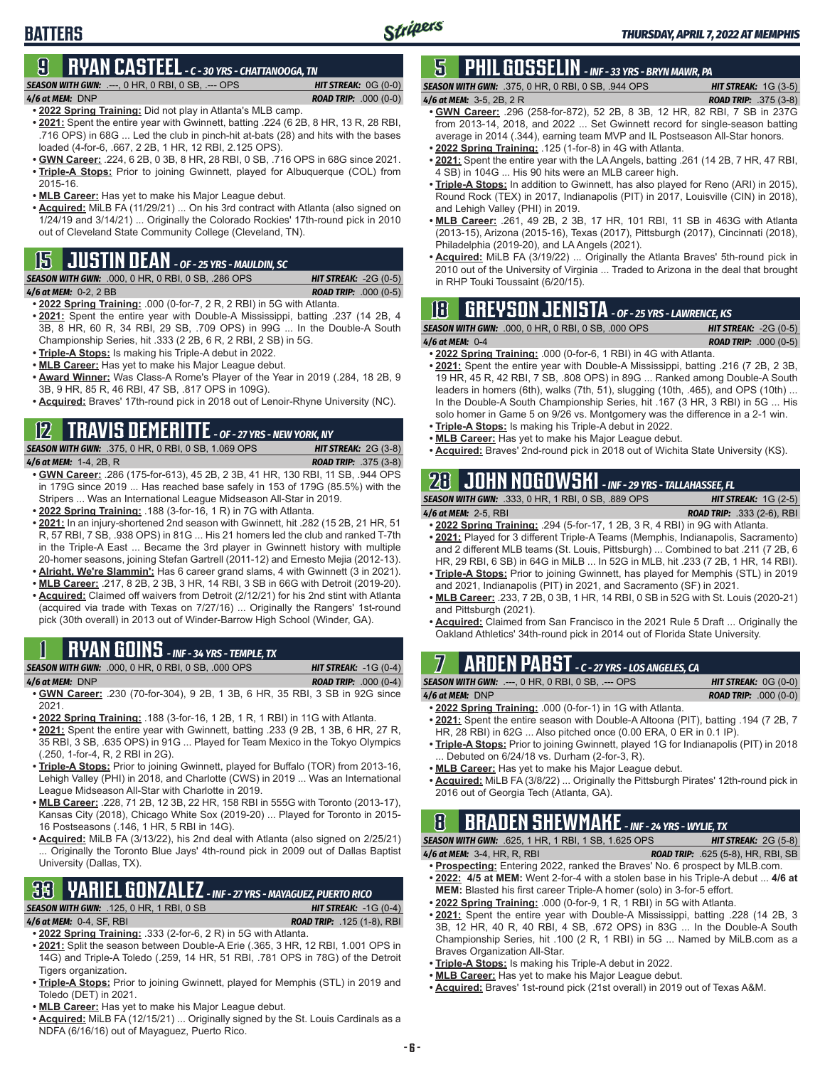# BATTERS

## 9 RYAN CASTEEL - C - 30 YRS - CHATTANOOGA, TN

**SEASON WITH GWN:** .---, 0 HR, 0 RBI, 0 SB, .--- OPS **HIT STREAK:** 0G (0-0)
**4/6 at MEM:** DNP **ROAD TRIP:** .000 (0-0)

- **2022 Spring Training:** Did not play in Atlanta's MLB camp.
- **2021:** Spent the entire year with Gwinnett, batting .224 (6 2B, 8 HR, 13 R, 28 RBI, .716 OPS) in 68G ... Led the club in pinch-hit at-bats (28) and hits with the bases loaded (4-for-6, .667, 2 2B, 1 HR, 12 RBI, 2.125 OPS).
- **GWN Career:** .224, 6 2B, 0 3B, 8 HR, 28 RBI, 0 SB, .716 OPS in 68G since 2021.
- **Triple-A Stops:** Prior to joining Gwinnett, played for Albuquerque (COL) from 2015-16.
- **MLB Career:** Has yet to make his Major League debut.
- **Acquired:** MiLB FA (11/29/21) ... On his 3rd contract with Atlanta (also signed on 1/24/19 and 3/14/21) ... Originally the Colorado Rockies' 17th-round pick in 2010 out of Cleveland State Community College (Cleveland, TN).

## 15 JUSTIN DEAN - OF - 25 YRS - MAULDIN, SC

**SEASON WITH GWN:** .000, 0 HR, 0 RBI, 0 SB, .286 OPS **HIT STREAK:** -2G (0-5)
**4/6 at MEM:** 0-2, 2 BB **ROAD TRIP:** .000 (0-5)

- **2022 Spring Training:** .000 (0-for-7, 2 R, 2 RBI) in 5G with Atlanta.
- **2021:** Spent the entire year with Double-A Mississippi, batting .237 (14 2B, 4 3B, 8 HR, 60 R, 34 RBI, 29 SB, .709 OPS) in 99G ... In the Double-A South Championship Series, hit .333 (2 2B, 6 R, 2 RBI, 2 SB) in 5G.
- **Triple-A Stops:** Is making his Triple-A debut in 2022.
- **MLB Career:** Has yet to make his Major League debut.
- **Award Winner:** Was Class-A Rome's Player of the Year in 2019 (.284, 18 2B, 9 3B, 9 HR, 85 R, 46 RBI, 47 SB, .817 OPS in 109G).
- **Acquired:** Braves' 17th-round pick in 2018 out of Lenoir-Rhyne University (NC).

## 12 TRAVIS DEMERITTE - OF - 27 YRS - NEW YORK, NY

**SEASON WITH GWN:** .375, 0 HR, 0 RBI, 0 SB, 1.069 OPS **HIT STREAK:** 2G (3-8)
**4/6 at MEM:** 1-4, 2B, R **ROAD TRIP:** .375 (3-8)

- **GWN Career:** .286 (175-for-613), 45 2B, 2 3B, 41 HR, 130 RBI, 11 SB, .944 OPS in 179G since 2019 ... Has reached base safely in 153 of 179G (85.5%) with the Stripers ... Was an International League Midseason All-Star in 2019.
- **2022 Spring Training:** .188 (3-for-16, 1 R) in 7G with Atlanta.
- **2021:** In an injury-shortened 2nd season with Gwinnett, hit .282 (15 2B, 21 HR, 51 R, 57 RBI, 7 SB, .938 OPS) in 81G ... His 21 homers led the club and ranked T-7th in the Triple-A East ... Became the 3rd player in Gwinnett history with multiple 20-homer seasons, joining Stefan Gartrell (2011-12) and Ernesto Mejia (2012-13).
- **Alright, We're Slammin':** Has 6 career grand slams, 4 with Gwinnett (3 in 2021).
- **MLB Career:** .217, 8 2B, 2 3B, 3 HR, 14 RBI, 3 SB in 66G with Detroit (2019-20).
- **Acquired:** Claimed off waivers from Detroit (2/12/21) for his 2nd stint with Atlanta (acquired via trade with Texas on 7/27/16) ... Originally the Rangers' 1st-round pick (30th overall) in 2013 out of Winder-Barrow High School (Winder, GA).

## 1 RYAN GOINS - INF - 34 YRS - TEMPLE, TX

**SEASON WITH GWN:** .000, 0 HR, 0 RBI, 0 SB, .000 OPS **HIT STREAK:** -1G (0-4)
**4/6 at MEM:** DNP **ROAD TRIP:** .000 (0-4)

- **GWN Career:** .230 (70-for-304), 9 2B, 1 3B, 6 HR, 35 RBI, 3 SB in 92G since 2021.
- **2022 Spring Training:** .188 (3-for-16, 1 2B, 1 R, 1 RBI) in 11G with Atlanta.
- **2021:** Spent the entire year with Gwinnett, batting .233 (9 2B, 1 3B, 6 HR, 27 R, 35 RBI, 3 SB, .635 OPS) in 91G ... Played for Team Mexico in the Tokyo Olympics (.250, 1-for-4, R, 2 RBI in 2G).
- **Triple-A Stops:** Prior to joining Gwinnett, played for Buffalo (TOR) from 2013-16, Lehigh Valley (PHI) in 2018, and Charlotte (CWS) in 2019 ... Was an International League Midseason All-Star with Charlotte in 2019.
- **MLB Career:** .228, 71 2B, 12 3B, 22 HR, 158 RBI in 555G with Toronto (2013-17), Kansas City (2018), Chicago White Sox (2019-20) ... Played for Toronto in 2015-16 Postseasons (.146, 1 HR, 5 RBI in 14G).
- **Acquired:** MiLB FA (3/13/22), his 2nd deal with Atlanta (also signed on 2/25/21) ... Originally the Toronto Blue Jays' 4th-round pick in 2009 out of Dallas Baptist University (Dallas, TX).

## 33 YARIEL GONZALEZ - INF - 27 YRS - MAYAGUEZ, PUERTO RICO

**SEASON WITH GWN:** .125, 0 HR, 1 RBI, 0 SB **HIT STREAK:** -1G (0-4)
**4/6 at MEM:** 0-4, SF, RBI **ROAD TRIP:** .125 (1-8), RBI

- **2022 Spring Training:** .333 (2-for-6, 2 R) in 5G with Atlanta.
- **2021:** Split the season between Double-A Erie (.365, 3 HR, 12 RBI, 1.001 OPS in 14G) and Triple-A Toledo (.259, 14 HR, 51 RBI, .781 OPS in 78G) of the Detroit Tigers organization.
- **Triple-A Stops:** Prior to joining Gwinnett, played for Memphis (STL) in 2019 and Toledo (DET) in 2021.
- **MLB Career:** Has yet to make his Major League debut.
- **Acquired:** MiLB FA (12/15/21) ... Originally signed by the St. Louis Cardinals as a NDFA (6/16/16) out of Mayaguez, Puerto Rico.

## 5 PHIL GOSSELIN - INF - 33 YRS - BRYN MAWR, PA

**SEASON WITH GWN:** .375, 0 HR, 0 RBI, 0 SB, .944 OPS **HIT STREAK:** 1G (3-5)
**4/6 at MEM:** 3-5, 2B, 2 R **ROAD TRIP:** .375 (3-8)

- **GWN Career:** .296 (258-for-872), 52 2B, 8 3B, 12 HR, 82 RBI, 7 SB in 237G from 2013-14, 2018, and 2022 ... Set Gwinnett record for single-season batting average in 2014 (.344), earning team MVP and IL Postseason All-Star honors.
- **2022 Spring Training:** .125 (1-for-8) in 4G with Atlanta.
- **2021:** Spent the entire year with the LA Angels, batting .261 (14 2B, 7 HR, 47 RBI, 4 SB) in 104G ... His 90 hits were an MLB career high.
- **Triple-A Stops:** In addition to Gwinnett, has also played for Reno (ARI) in 2015), Round Rock (TEX) in 2017, Indianapolis (PIT) in 2017, Louisville (CIN) in 2018), and Lehigh Valley (PHI) in 2019.
- **MLB Career:** .261, 49 2B, 2 3B, 17 HR, 101 RBI, 11 SB in 463G with Atlanta (2013-15), Arizona (2015-16), Texas (2017), Pittsburgh (2017), Cincinnati (2018), Philadelphia (2019-20), and LA Angels (2021).
- **Acquired:** MiLB FA (3/19/22) ... Originally the Atlanta Braves' 5th-round pick in 2010 out of the University of Virginia ... Traded to Arizona in the deal that brought in RHP Touki Toussaint (6/20/15).

## 18 GREYSON JENISTA - OF - 25 YRS - LAWRENCE, KS

**SEASON WITH GWN:** .000, 0 HR, 0 RBI, 0 SB, .000 OPS **HIT STREAK:** -2G (0-5)
**4/6 at MEM:** 0-4 **ROAD TRIP:** .000 (0-5)

- **2022 Spring Training:** .000 (0-for-6, 1 RBI) in 4G with Atlanta.
- **2021:** Spent the entire year with Double-A Mississippi, batting .216 (7 2B, 2 3B, 19 HR, 45 R, 42 RBI, 7 SB, .808 OPS) in 89G ... Ranked among Double-A South leaders in homers (6th), walks (7th, 51), slugging (10th, .465), and OPS (10th) ... In the Double-A South Championship Series, hit .167 (3 HR, 3 RBI) in 5G ... His solo homer in Game 5 on 9/26 vs. Montgomery was the difference in a 2-1 win.
- **Triple-A Stops:** Is making his Triple-A debut in 2022.
- **MLB Career:** Has yet to make his Major League debut.
- **Acquired:** Braves' 2nd-round pick in 2018 out of Wichita State University (KS).

## 28 JOHN NOGOWSKI - INF - 29 YRS - TALLAHASSEE, FL

**SEASON WITH GWN:** .333, 0 HR, 1 RBI, 0 SB, .889 OPS **HIT STREAK:** 1G (2-5)
**4/6 at MEM:** 2-5, RBI **ROAD TRIP:** .333 (2-6), RBI

- **2022 Spring Training:** .294 (5-for-17, 1 2B, 3 R, 4 RBI) in 9G with Atlanta.
- **2021:** Played for 3 different Triple-A Teams (Memphis, Indianapolis, Sacramento) and 2 different MLB teams (St. Louis, Pittsburgh) ... Combined to bat .211 (7 2B, 6 HR, 29 RBI, 6 SB) in 64G in MiLB ... In 52G in MLB, hit .233 (7 2B, 1 HR, 14 RBI).
- **Triple-A Stops:** Prior to joining Gwinnett, has played for Memphis (STL) in 2019 and 2021, Indianapolis (PIT) in 2021, and Sacramento (SF) in 2021.
- **MLB Career:** .233, 7 2B, 0 3B, 1 HR, 14 RBI, 0 SB in 52G with St. Louis (2020-21) and Pittsburgh (2021).
- **Acquired:** Claimed from San Francisco in the 2021 Rule 5 Draft ... Originally the Oakland Athletics' 34th-round pick in 2014 out of Florida State University.

## 7 ARDEN PABST - C - 27 YRS - LOS ANGELES, CA

**SEASON WITH GWN:** .---, 0 HR, 0 RBI, 0 SB, .--- OPS **HIT STREAK:** 0G (0-0)
**4/6 at MEM:** DNP **ROAD TRIP:** .000 (0-0)

- **2022 Spring Training:** .000 (0-for-1) in 1G with Atlanta.
- **2021:** Spent the entire season with Double-A Altoona (PIT), batting .194 (7 2B, 7 HR, 28 RBI) in 62G ... Also pitched once (0.00 ERA, 0 ER in 0.1 IP).
- **Triple-A Stops:** Prior to joining Gwinnett, played 1G for Indianapolis (PIT) in 2018 ... Debuted on 6/24/18 vs. Durham (2-for-3, R).
- **MLB Career:** Has yet to make his Major League debut.
- **Acquired:** MiLB FA (3/8/22) ... Originally the Pittsburgh Pirates' 12th-round pick in 2016 out of Georgia Tech (Atlanta, GA).

## 8 BRADEN SHEWMAKE - INF - 24 YRS - WYLIE, TX

**SEASON WITH GWN:** .625, 1 HR, 1 RBI, 1 SB, 1.625 OPS **HIT STREAK:** 2G (5-8)
**4/6 at MEM:** 3-4, HR, R, RBI **ROAD TRIP:** .625 (5-8), HR, RBI, SB

- **Prospecting:** Entering 2022, ranked the Braves' No. 6 prospect by MLB.com.
- **2022: 4/5 at MEM:** Went 2-for-4 with a stolen base in his Triple-A debut ... **4/6 at MEM:** Blasted his first career Triple-A homer (solo) in 3-for-5 effort.
- **2022 Spring Training:** .000 (0-for-9, 1 R, 1 RBI) in 5G with Atlanta.
- **2021:** Spent the entire year with Double-A Mississippi, batting .228 (14 2B, 3 3B, 12 HR, 40 R, 40 RBI, 4 SB, .672 OPS) in 83G ... In the Double-A South Championship Series, hit .100 (2 R, 1 RBI) in 5G ... Named by MiLB.com as a Braves Organization All-Star.
- **Triple-A Stops:** Is making his Triple-A debut in 2022.
- **MLB Career:** Has yet to make his Major League debut.
- **Acquired:** Braves' 1st-round pick (21st overall) in 2019 out of Texas A&M.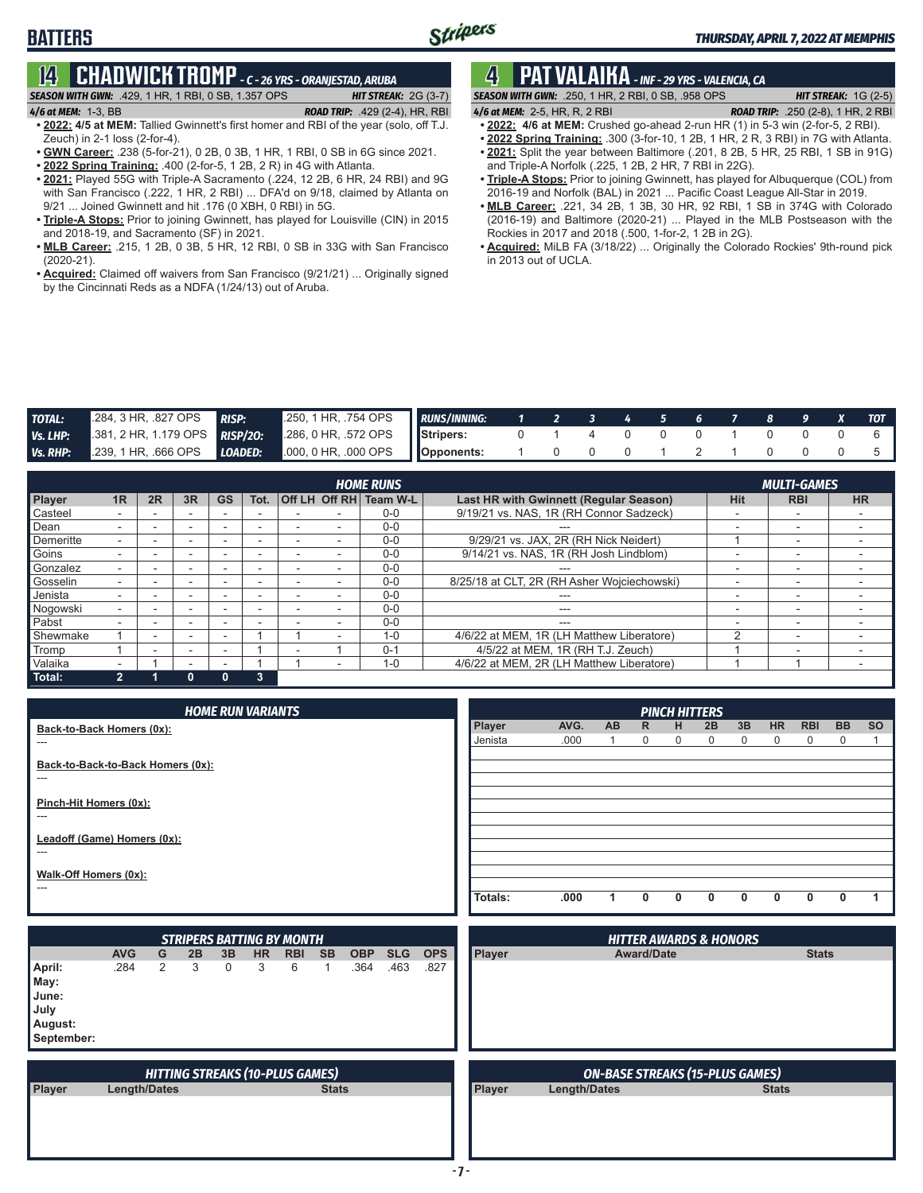# BATTERS

## 14 CHADWICK TROMP - C - 26 YRS - ORANJESTAD, ARUBA

**SEASON WITH GWN:** .429, 1 HR, 1 RBI, 0 SB, 1.357 OPS — **HIT STREAK:** 2G (3-7)

**4/6 at MEM:** 1-3, BB — **ROAD TRIP:** .429 (2-4), HR, RBI

- **2022: 4/5 at MEM:** Tallied Gwinnett's first homer and RBI of the year (solo, off T.J. Zeuch) in 2-1 loss (2-for-4).
- **GWN Career:** .238 (5-for-21), 0 2B, 0 3B, 1 HR, 1 RBI, 0 SB in 6G since 2021.
- **2022 Spring Training:** .400 (2-for-5, 1 2B, 2 R) in 4G with Atlanta.
- **2021:** Played 55G with Triple-A Sacramento (.224, 12 2B, 6 HR, 24 RBI) and 9G with San Francisco (.222, 1 HR, 2 RBI) ... DFA'd on 9/18, claimed by Atlanta on 9/21 ... Joined Gwinnett and hit .176 (0 XBH, 0 RBI) in 5G.
- **Triple-A Stops:** Prior to joining Gwinnett, has played for Louisville (CIN) in 2015 and 2018-19, and Sacramento (SF) in 2021.
- **MLB Career:** .215, 1 2B, 0 3B, 5 HR, 12 RBI, 0 SB in 33G with San Francisco (2020-21).
- **Acquired:** Claimed off waivers from San Francisco (9/21/21) ... Originally signed by the Cincinnati Reds as a NDFA (1/24/13) out of Aruba.

## 4 PAT VALAIKA - INF - 29 YRS - VALENCIA, CA

**SEASON WITH GWN:** .250, 1 HR, 2 RBI, 0 SB, .958 OPS — **HIT STREAK:** 1G (2-5)

**4/6 at MEM:** 2-5, HR, R, 2 RBI — **ROAD TRIP:** .250 (2-8), 1 HR, 2 RBI

- **2022: 4/6 at MEM:** Crushed go-ahead 2-run HR (1) in 5-3 win (2-for-5, 2 RBI).
- **2022 Spring Training:** .300 (3-for-10, 1 2B, 1 HR, 2 R, 3 RBI) in 7G with Atlanta.
- **2021:** Split the year between Baltimore (.201, 8 2B, 5 HR, 25 RBI, 1 SB in 91G) and Triple-A Norfolk (.225, 1 2B, 2 HR, 7 RBI in 22G).
- **Triple-A Stops:** Prior to joining Gwinnett, has played for Albuquerque (COL) from 2016-19 and Norfolk (BAL) in 2021 ... Pacific Coast League All-Star in 2019.
- **MLB Career:** .221, 34 2B, 1 3B, 30 HR, 92 RBI, 1 SB in 374G with Colorado (2016-19) and Baltimore (2020-21) ... Played in the MLB Postseason with the Rockies in 2017 and 2018 (.500, 1-for-2, 1 2B in 2G).
- **Acquired:** MiLB FA (3/18/22) ... Originally the Colorado Rockies' 9th-round pick in 2013 out of UCLA.

| TOTAL: | .284, 3 HR, .827 OPS | RISP: | .250, 1 HR, .754 OPS |
|---|---|---|---|
| Vs. LHP: | .381, 2 HR, 1.179 OPS | RISP/2O: | .286, 0 HR, .572 OPS |
| Vs. RHP: | .239, 1 HR, .666 OPS | LOADED: | .000, 0 HR, .000 OPS |

| RUNS/INNING: | 1 | 2 | 3 | 4 | 5 | 6 | 7 | 8 | 9 | X | TOT |
|---|---|---|---|---|---|---|---|---|---|---|---|
| Stripers: | 0 | 1 | 4 | 0 | 0 | 0 | 1 | 0 | 0 | 0 | 6 |
| Opponents: | 1 | 0 | 0 | 0 | 1 | 2 | 1 | 0 | 0 | 0 | 5 |

### HOME RUNS / MULTI-GAMES

| Player | 1R | 2R | 3R | GS | Tot. | Off LH | Off RH | Team W-L | Last HR with Gwinnett (Regular Season) | Hit | RBI | HR |
|---|---|---|---|---|---|---|---|---|---|---|---|---|
| Casteel | - | - | - | - | - | - | - | 0-0 | 9/19/21 vs. NAS, 1R (RH Connor Sadzeck) | - | - | - |
| Dean | - | - | - | - | - | - | - | 0-0 | --- | - | - | - |
| Demeritte | - | - | - | - | - | - | - | 0-0 | 9/29/21 vs. JAX, 2R (RH Nick Neidert) | 1 | - | - |
| Goins | - | - | - | - | - | - | - | 0-0 | 9/14/21 vs. NAS, 1R (RH Josh Lindblom) | - | - | - |
| Gonzalez | - | - | - | - | - | - | - | 0-0 | --- | - | - | - |
| Gosselin | - | - | - | - | - | - | - | 0-0 | 8/25/18 at CLT, 2R (RH Asher Wojciechowski) | - | - | - |
| Jenista | - | - | - | - | - | - | - | 0-0 | --- | - | - | - |
| Nogowski | - | - | - | - | - | - | - | 0-0 | --- | - | - | - |
| Pabst | - | - | - | - | - | - | - | 0-0 | --- | - | - | - |
| Shewmake | 1 | - | - | - | 1 | 1 | - | 1-0 | 4/6/22 at MEM, 1R (LH Matthew Liberatore) | 2 | - | - |
| Tromp | 1 | - | - | - | 1 | - | 1 | 0-1 | 4/5/22 at MEM, 1R (RH T.J. Zeuch) | 1 | - | - |
| Valaika | - | 1 | - | - | 1 | 1 | - | 1-0 | 4/6/22 at MEM, 2R (LH Matthew Liberatore) | 1 | 1 | - |
| Total: | 2 | 1 | 0 | 0 | 3 | | | | | | | |

### HOME RUN VARIANTS

**Back-to-Back Homers (0x):**
---

**Back-to-Back-to-Back Homers (0x):**
---

**Pinch-Hit Homers (0x):**
---

**Leadoff (Game) Homers (0x):**
---

**Walk-Off Homers (0x):**
---

### PINCH HITTERS

| Player | AVG. | AB | R | H | 2B | 3B | HR | RBI | BB | SO |
|---|---|---|---|---|---|---|---|---|---|---|
| Jenista | .000 | 1 | 0 | 0 | 0 | 0 | 0 | 0 | 0 | 1 |
| Totals: | .000 | 1 | 0 | 0 | 0 | 0 | 0 | 0 | 0 | 1 |

### STRIPERS BATTING BY MONTH

| | AVG | G | 2B | 3B | HR | RBI | SB | OBP | SLG | OPS |
|---|---|---|---|---|---|---|---|---|---|---|
| April: | .284 | 2 | 3 | 0 | 3 | 6 | 1 | .364 | .463 | .827 |
| May: | | | | | | | | | | |
| June: | | | | | | | | | | |
| July | | | | | | | | | | |
| August: | | | | | | | | | | |
| September: | | | | | | | | | | |

### HITTER AWARDS & HONORS

| Player | Award/Date | Stats |
|---|---|---|

### HITTING STREAKS (10-PLUS GAMES)

| Player | Length/Dates | Stats |
|---|---|---|

### ON-BASE STREAKS (15-PLUS GAMES)

| Player | Length/Dates | Stats |
|---|---|---|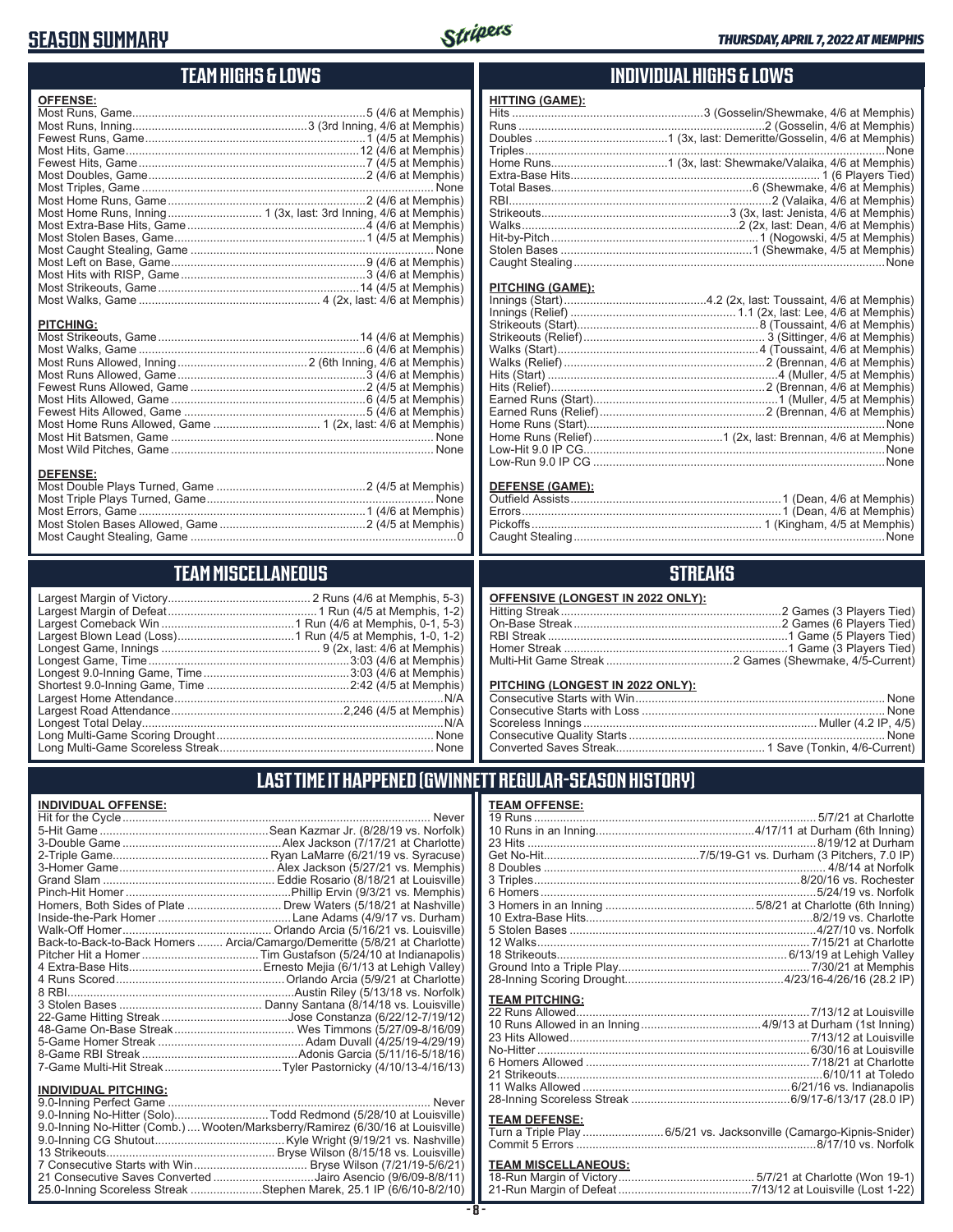# SEASON SUMMARY

*THURSDAY, APRIL 7, 2022 AT MEMPHIS*

## TEAM HIGHS & LOWS

**OFFENSE:**

| | |
|---|---|
| Most Runs, Game | 5 (4/6 at Memphis) |
| Most Runs, Inning | 3 (3rd Inning, 4/6 at Memphis) |
| Fewest Runs, Game | 1 (4/5 at Memphis) |
| Most Hits, Game | 12 (4/6 at Memphis) |
| Fewest Hits, Game | 7 (4/5 at Memphis) |
| Most Doubles, Game | 2 (4/6 at Memphis) |
| Most Triples, Game | None |
| Most Home Runs, Game | 2 (4/6 at Memphis) |
| Most Home Runs, Inning | 1 (3x, last: 3rd Inning, 4/6 at Memphis) |
| Most Extra-Base Hits, Game | 4 (4/6 at Memphis) |
| Most Stolen Bases, Game | 1 (4/5 at Memphis) |
| Most Caught Stealing, Game | None |
| Most Left on Base, Game | 9 (4/6 at Memphis) |
| Most Hits with RISP, Game | 3 (4/6 at Memphis) |
| Most Strikeouts, Game | 14 (4/5 at Memphis) |
| Most Walks, Game | 4 (2x, last: 4/6 at Memphis) |

**PITCHING:**

| | |
|---|---|
| Most Strikeouts, Game | 14 (4/6 at Memphis) |
| Most Walks, Game | 6 (4/6 at Memphis) |
| Most Runs Allowed, Inning | 2 (6th Inning, 4/6 at Memphis) |
| Most Runs Allowed, Game | 3 (4/6 at Memphis) |
| Fewest Runs Allowed, Game | 2 (4/5 at Memphis) |
| Most Hits Allowed, Game | 6 (4/5 at Memphis) |
| Fewest Hits Allowed, Game | 5 (4/6 at Memphis) |
| Most Home Runs Allowed, Game | 1 (2x, last: 4/6 at Memphis) |
| Most Hit Batsmen, Game | None |
| Most Wild Pitches, Game | None |

**DEFENSE:**

| | |
|---|---|
| Most Double Plays Turned, Game | 2 (4/5 at Memphis) |
| Most Triple Plays Turned, Game | None |
| Most Errors, Game | 1 (4/6 at Memphis) |
| Most Stolen Bases Allowed, Game | 2 (4/5 at Memphis) |
| Most Caught Stealing, Game | 0 |

## INDIVIDUAL HIGHS & LOWS

**HITTING (GAME):**

| | |
|---|---|
| Hits | 3 (Gosselin/Shewmake, 4/6 at Memphis) |
| Runs | 2 (Gosselin, 4/6 at Memphis) |
| Doubles | 1 (3x, last: Demeritte/Gosselin, 4/6 at Memphis) |
| Triples | None |
| Home Runs | 1 (3x, last: Shewmake/Valaika, 4/6 at Memphis) |
| Extra-Base Hits | 1 (6 Players Tied) |
| Total Bases | 6 (Shewmake, 4/6 at Memphis) |
| RBI | 2 (Valaika, 4/6 at Memphis) |
| Strikeouts | 3 (3x, last: Jenista, 4/6 at Memphis) |
| Walks | 2 (2x, last: Dean, 4/6 at Memphis) |
| Hit-by-Pitch | 1 (Nogowski, 4/5 at Memphis) |
| Stolen Bases | 1 (Shewmake, 4/5 at Memphis) |
| Caught Stealing | None |

**PITCHING (GAME):**

| | |
|---|---|
| Innings (Start) | 4.2 (2x, last: Toussaint, 4/6 at Memphis) |
| Innings (Relief) | 1.1 (2x, last: Lee, 4/6 at Memphis) |
| Strikeouts (Start) | 8 (Toussaint, 4/6 at Memphis) |
| Strikeouts (Relief) | 3 (Sittinger, 4/6 at Memphis) |
| Walks (Start) | 4 (Toussaint, 4/6 at Memphis) |
| Walks (Relief) | 2 (Brennan, 4/6 at Memphis) |
| Hits (Start) | 4 (Muller, 4/5 at Memphis) |
| Hits (Relief) | 2 (Brennan, 4/6 at Memphis) |
| Earned Runs (Start) | 1 (Muller, 4/5 at Memphis) |
| Earned Runs (Relief) | 2 (Brennan, 4/6 at Memphis) |
| Home Runs (Start) | None |
| Home Runs (Relief) | 1 (2x, last: Brennan, 4/6 at Memphis) |
| Low-Hit 9.0 IP CG | None |
| Low-Run 9.0 IP CG | None |

**DEFENSE (GAME):**

| | |
|---|---|
| Outfield Assists | 1 (Dean, 4/6 at Memphis) |
| Errors | 1 (Dean, 4/6 at Memphis) |
| Pickoffs | 1 (Kingham, 4/5 at Memphis) |
| Caught Stealing | None |

## TEAM MISCELLANEOUS

| | |
|---|---|
| Largest Margin of Victory | 2 Runs (4/6 at Memphis, 5-3) |
| Largest Margin of Defeat | 1 Run (4/5 at Memphis, 1-2) |
| Largest Comeback Win | 1 Run (4/6 at Memphis, 0-1, 5-3) |
| Largest Blown Lead (Loss) | 1 Run (4/5 at Memphis, 1-0, 1-2) |
| Longest Game, Innings | 9 (2x, last: 4/6 at Memphis) |
| Longest Game, Time | 3:03 (4/6 at Memphis) |
| Longest 9.0-Inning Game, Time | 3:03 (4/6 at Memphis) |
| Shortest 9.0-Inning Game, Time | 2:42 (4/5 at Memphis) |
| Largest Home Attendance | N/A |
| Largest Road Attendance | 2,246 (4/5 at Memphis) |
| Longest Total Delay | N/A |
| Long Multi-Game Scoring Drought | None |
| Long Multi-Game Scoreless Streak | None |

## STREAKS

**OFFENSIVE (LONGEST IN 2022 ONLY):**

| | |
|---|---|
| Hitting Streak | 2 Games (3 Players Tied) |
| On-Base Streak | 2 Games (6 Players Tied) |
| RBI Streak | 1 Game (5 Players Tied) |
| Homer Streak | 1 Game (3 Players Tied) |
| Multi-Hit Game Streak | 2 Games (Shewmake, 4/5-Current) |

**PITCHING (LONGEST IN 2022 ONLY):**

| | |
|---|---|
| Consecutive Starts with Win | None |
| Consecutive Starts with Loss | None |
| Scoreless Innings | Muller (4.2 IP, 4/5) |
| Consecutive Quality Starts | None |
| Converted Saves Streak | 1 Save (Tonkin, 4/6-Current) |

## LAST TIME IT HAPPENED (GWINNETT REGULAR-SEASON HISTORY)

**INDIVIDUAL OFFENSE:**

| | |
|---|---|
| Hit for the Cycle | Never |
| 5-Hit Game | Sean Kazmar Jr. (8/28/19 vs. Norfolk) |
| 3-Double Game | Alex Jackson (7/17/21 at Charlotte) |
| 2-Triple Game | Ryan LaMarre (6/21/19 vs. Syracuse) |
| 3-Homer Game | Alex Jackson (5/27/21 vs. Memphis) |
| Grand Slam | Eddie Rosario (8/18/21 at Louisville) |
| Pinch-Hit Homer | Phillip Ervin (9/3/21 vs. Memphis) |
| Homers, Both Sides of Plate | Drew Waters (5/18/21 at Nashville) |
| Inside-the-Park Homer | Lane Adams (4/9/17 vs. Durham) |
| Walk-Off Homer | Orlando Arcia (5/16/21 vs. Louisville) |
| Back-to-Back-to-Back Homers | Arcia/Camargo/Demeritte (5/8/21 at Charlotte) |
| Pitcher Hit a Homer | Tim Gustafson (5/24/10 at Indianapolis) |
| 4 Extra-Base Hits | Ernesto Mejia (6/1/13 at Lehigh Valley) |
| 4 Runs Scored | Orlando Arcia (5/9/21 at Charlotte) |
| 8 RBI | Austin Riley (5/13/18 vs. Norfolk) |
| 3 Stolen Bases | Danny Santana (8/14/18 vs. Louisville) |
| 22-Game Hitting Streak | Jose Constanza (6/22/12-7/19/12) |
| 48-Game On-Base Streak | Wes Timmons (5/27/09-8/16/09) |
| 5-Game Homer Streak | Adam Duvall (4/25/19-4/29/19) |
| 8-Game RBI Streak | Adonis Garcia (5/11/16-5/18/16) |
| 7-Game Multi-Hit Streak | Tyler Pastornicky (4/10/13-4/16/13) |

**INDIVIDUAL PITCHING:**

| | |
|---|---|
| 9.0-Inning Perfect Game | Never |
| 9.0-Inning No-Hitter (Solo) | Todd Redmond (5/28/10 at Louisville) |
| 9.0-Inning No-Hitter (Comb.) | Wooten/Marksberry/Ramirez (6/30/16 at Louisville) |
| 9.0-Inning CG Shutout | Kyle Wright (9/19/21 vs. Nashville) |
| 13 Strikeouts | Bryse Wilson (8/15/18 vs. Louisville) |
| 7 Consecutive Starts with Win | Bryse Wilson (7/21/19-5/6/21) |
| 21 Consecutive Saves Converted | Jairo Asencio (9/6/09-8/8/11) |
| 25.0-Inning Scoreless Streak | Stephen Marek, 25.1 IP (6/6/10-8/2/10) |

**TEAM OFFENSE:**

| | |
|---|---|
| 19 Runs | 5/7/21 at Charlotte |
| 10 Runs in an Inning | 4/17/11 at Durham (6th Inning) |
| 23 Hits | 8/19/12 at Durham |
| Get No-Hit | 7/5/19-G1 vs. Durham (3 Pitchers, 7.0 IP) |
| 8 Doubles | 4/8/14 at Norfolk |
| 3 Triples | 8/20/16 vs. Rochester |
| 6 Homers | 5/24/19 vs. Norfolk |
| 3 Homers in an Inning | 5/8/21 at Charlotte (6th Inning) |
| 10 Extra-Base Hits | 8/2/19 vs. Charlotte |
| 5 Stolen Bases | 4/27/10 vs. Norfolk |
| 12 Walks | 7/15/21 at Charlotte |
| 18 Strikeouts | 6/13/19 at Lehigh Valley |
| Ground Into a Triple Play | 7/30/21 at Memphis |
| 28-Inning Scoring Drought | 4/23/16-4/26/16 (28.2 IP) |

**TEAM PITCHING:**

| | |
|---|---|
| 22 Runs Allowed | 7/13/12 at Louisville |
| 10 Runs Allowed in an Inning | 4/9/13 at Durham (1st Inning) |
| 23 Hits Allowed | 7/13/12 at Louisville |
| No-Hitter | 6/30/16 at Louisville |
| 6 Homers Allowed | 7/18/21 at Charlotte |
| 21 Strikeouts | 6/10/11 at Toledo |
| 11 Walks Allowed | 6/21/16 vs. Indianapolis |
| 28-Inning Scoreless Streak | 6/9/17-6/13/17 (28.0 IP) |

**TEAM DEFENSE:**

| | |
|---|---|
| Turn a Triple Play | 6/5/21 vs. Jacksonville (Camargo-Kipnis-Snider) |
| Commit 5 Errors | 8/17/10 vs. Norfolk |

**TEAM MISCELLANEOUS:**

| | |
|---|---|
| 18-Run Margin of Victory | 5/7/21 at Charlotte (Won 19-1) |
| 21-Run Margin of Defeat | 7/13/12 at Louisville (Lost 1-22) |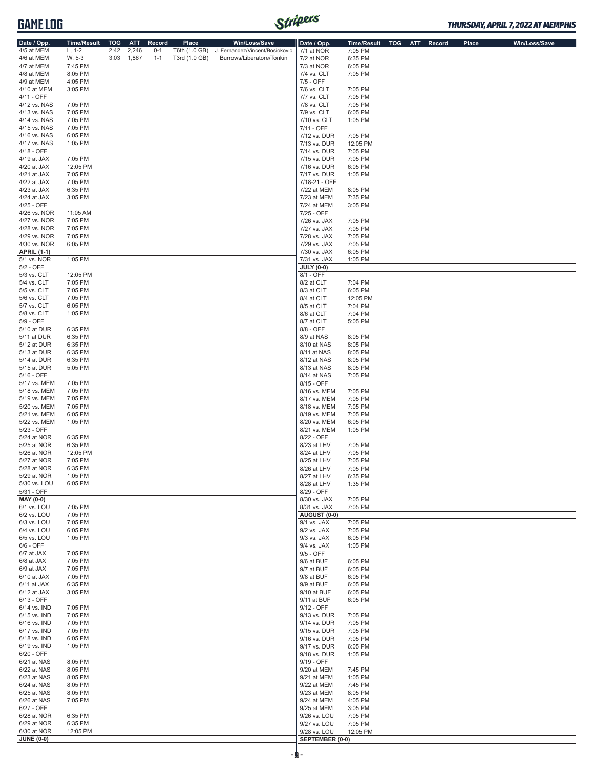# GAME LOG

***THURSDAY, APRIL 7, 2022 AT MEMPHIS***

| Date / Opp. | Time/Result | TOG | ATT | Record | Place | Win/Loss/Save |
|---|---|---|---|---|---|---|
| 4/5 at MEM | L, 1-2 | 2:42 | 2,246 | 0-1 | T6th (1.0 GB) | J. Fernandez/Vincent/Bosiokovic |
| 4/6 at MEM | W, 5-3 | 3:03 | 1,867 | 1-1 | T3rd (1.0 GB) | Burrows/Liberatore/Tonkin |
| 4/7 at MEM | 7:45 PM | | | | | |
| 4/8 at MEM | 8:05 PM | | | | | |
| 4/9 at MEM | 4:05 PM | | | | | |
| 4/10 at MEM | 3:05 PM | | | | | |
| 4/11 - OFF | | | | | | |
| 4/12 vs. NAS | 7:05 PM | | | | | |
| 4/13 vs. NAS | 7:05 PM | | | | | |
| 4/14 vs. NAS | 7:05 PM | | | | | |
| 4/15 vs. NAS | 7:05 PM | | | | | |
| 4/16 vs. NAS | 6:05 PM | | | | | |
| 4/17 vs. NAS | 1:05 PM | | | | | |
| 4/18 - OFF | | | | | | |
| 4/19 at JAX | 7:05 PM | | | | | |
| 4/20 at JAX | 12:05 PM | | | | | |
| 4/21 at JAX | 7:05 PM | | | | | |
| 4/22 at JAX | 7:05 PM | | | | | |
| 4/23 at JAX | 6:35 PM | | | | | |
| 4/24 at JAX | 3:05 PM | | | | | |
| 4/25 - OFF | | | | | | |
| 4/26 vs. NOR | 11:05 AM | | | | | |
| 4/27 vs. NOR | 7:05 PM | | | | | |
| 4/28 vs. NOR | 7:05 PM | | | | | |
| 4/29 vs. NOR | 7:05 PM | | | | | |
| 4/30 vs. NOR | 6:05 PM | | | | | |
| **APRIL (1-1)** | | | | | | |
| 5/1 vs. NOR | 1:05 PM | | | | | |
| 5/2 - OFF | | | | | | |
| 5/3 vs. CLT | 12:05 PM | | | | | |
| 5/4 vs. CLT | 7:05 PM | | | | | |
| 5/5 vs. CLT | 7:05 PM | | | | | |
| 5/6 vs. CLT | 7:05 PM | | | | | |
| 5/7 vs. CLT | 6:05 PM | | | | | |
| 5/8 vs. CLT | 1:05 PM | | | | | |
| 5/9 - OFF | | | | | | |
| 5/10 at DUR | 6:35 PM | | | | | |
| 5/11 at DUR | 6:35 PM | | | | | |
| 5/12 at DUR | 6:35 PM | | | | | |
| 5/13 at DUR | 6:35 PM | | | | | |
| 5/14 at DUR | 6:35 PM | | | | | |
| 5/15 at DUR | 5:05 PM | | | | | |
| 5/16 - OFF | | | | | | |
| 5/17 vs. MEM | 7:05 PM | | | | | |
| 5/18 vs. MEM | 7:05 PM | | | | | |
| 5/19 vs. MEM | 7:05 PM | | | | | |
| 5/20 vs. MEM | 7:05 PM | | | | | |
| 5/21 vs. MEM | 6:05 PM | | | | | |
| 5/22 vs. MEM | 1:05 PM | | | | | |
| 5/23 - OFF | | | | | | |
| 5/24 at NOR | 6:35 PM | | | | | |
| 5/25 at NOR | 6:35 PM | | | | | |
| 5/26 at NOR | 12:05 PM | | | | | |
| 5/27 at NOR | 7:05 PM | | | | | |
| 5/28 at NOR | 6:35 PM | | | | | |
| 5/29 at NOR | 1:05 PM | | | | | |
| 5/30 vs. LOU | 6:05 PM | | | | | |
| 5/31 - OFF | | | | | | |
| **MAY (0-0)** | | | | | | |
| 6/1 vs. LOU | 7:05 PM | | | | | |
| 6/2 vs. LOU | 7:05 PM | | | | | |
| 6/3 vs. LOU | 7:05 PM | | | | | |
| 6/4 vs. LOU | 6:05 PM | | | | | |
| 6/5 vs. LOU | 1:05 PM | | | | | |
| 6/6 - OFF | | | | | | |
| 6/7 at JAX | 7:05 PM | | | | | |
| 6/8 at JAX | 7:05 PM | | | | | |
| 6/9 at JAX | 7:05 PM | | | | | |
| 6/10 at JAX | 7:05 PM | | | | | |
| 6/11 at JAX | 6:35 PM | | | | | |
| 6/12 at JAX | 3:05 PM | | | | | |
| 6/13 - OFF | | | | | | |
| 6/14 vs. IND | 7:05 PM | | | | | |
| 6/15 vs. IND | 7:05 PM | | | | | |
| 6/16 vs. IND | 7:05 PM | | | | | |
| 6/17 vs. IND | 7:05 PM | | | | | |
| 6/18 vs. IND | 6:05 PM | | | | | |
| 6/19 vs. IND | 1:05 PM | | | | | |
| 6/20 - OFF | | | | | | |
| 6/21 at NAS | 8:05 PM | | | | | |
| 6/22 at NAS | 8:05 PM | | | | | |
| 6/23 at NAS | 8:05 PM | | | | | |
| 6/24 at NAS | 8:05 PM | | | | | |
| 6/25 at NAS | 8:05 PM | | | | | |
| 6/26 at NAS | 7:05 PM | | | | | |
| 6/27 - OFF | | | | | | |
| 6/28 at NOR | 6:35 PM | | | | | |
| 6/29 at NOR | 6:35 PM | | | | | |
| 6/30 at NOR | 12:05 PM | | | | | |
| **JUNE (0-0)** | | | | | | |

| Date / Opp. | Time/Result | TOG | ATT | Record | Place | Win/Loss/Save |
|---|---|---|---|---|---|---|
| 7/1 at NOR | 7:05 PM | | | | | |
| 7/2 at NOR | 6:35 PM | | | | | |
| 7/3 at NOR | 6:05 PM | | | | | |
| 7/4 vs. CLT | 7:05 PM | | | | | |
| 7/5 - OFF | | | | | | |
| 7/6 vs. CLT | 7:05 PM | | | | | |
| 7/7 vs. CLT | 7:05 PM | | | | | |
| 7/8 vs. CLT | 7:05 PM | | | | | |
| 7/9 vs. CLT | 6:05 PM | | | | | |
| 7/10 vs. CLT | 1:05 PM | | | | | |
| 7/11 - OFF | | | | | | |
| 7/12 vs. DUR | 7:05 PM | | | | | |
| 7/13 vs. DUR | 12:05 PM | | | | | |
| 7/14 vs. DUR | 7:05 PM | | | | | |
| 7/15 vs. DUR | 7:05 PM | | | | | |
| 7/16 vs. DUR | 6:05 PM | | | | | |
| 7/17 vs. DUR | 1:05 PM | | | | | |
| 7/18-21 - OFF | | | | | | |
| 7/22 at MEM | 8:05 PM | | | | | |
| 7/23 at MEM | 7:35 PM | | | | | |
| 7/24 at MEM | 3:05 PM | | | | | |
| 7/25 - OFF | | | | | | |
| 7/26 vs. JAX | 7:05 PM | | | | | |
| 7/27 vs. JAX | 7:05 PM | | | | | |
| 7/28 vs. JAX | 7:05 PM | | | | | |
| 7/29 vs. JAX | 7:05 PM | | | | | |
| 7/30 vs. JAX | 6:05 PM | | | | | |
| 7/31 vs. JAX | 1:05 PM | | | | | |
| **JULY (0-0)** | | | | | | |
| 8/1 - OFF | | | | | | |
| 8/2 at CLT | 7:04 PM | | | | | |
| 8/3 at CLT | 6:05 PM | | | | | |
| 8/4 at CLT | 12:05 PM | | | | | |
| 8/5 at CLT | 7:04 PM | | | | | |
| 8/6 at CLT | 7:04 PM | | | | | |
| 8/7 at CLT | 5:05 PM | | | | | |
| 8/8 - OFF | | | | | | |
| 8/9 at NAS | 8:05 PM | | | | | |
| 8/10 at NAS | 8:05 PM | | | | | |
| 8/11 at NAS | 8:05 PM | | | | | |
| 8/12 at NAS | 8:05 PM | | | | | |
| 8/13 at NAS | 8:05 PM | | | | | |
| 8/14 at NAS | 7:05 PM | | | | | |
| 8/15 - OFF | | | | | | |
| 8/16 vs. MEM | 7:05 PM | | | | | |
| 8/17 vs. MEM | 7:05 PM | | | | | |
| 8/18 vs. MEM | 7:05 PM | | | | | |
| 8/19 vs. MEM | 7:05 PM | | | | | |
| 8/20 vs. MEM | 6:05 PM | | | | | |
| 8/21 vs. MEM | 1:05 PM | | | | | |
| 8/22 - OFF | | | | | | |
| 8/23 at LHV | 7:05 PM | | | | | |
| 8/24 at LHV | 7:05 PM | | | | | |
| 8/25 at LHV | 7:05 PM | | | | | |
| 8/26 at LHV | 7:05 PM | | | | | |
| 8/27 at LHV | 6:35 PM | | | | | |
| 8/28 at LHV | 1:35 PM | | | | | |
| 8/29 - OFF | | | | | | |
| 8/30 vs. JAX | 7:05 PM | | | | | |
| 8/31 vs. JAX | 7:05 PM | | | | | |
| **AUGUST (0-0)** | | | | | | |
| 9/1 vs. JAX | 7:05 PM | | | | | |
| 9/2 vs. JAX | 7:05 PM | | | | | |
| 9/3 vs. JAX | 6:05 PM | | | | | |
| 9/4 vs. JAX | 1:05 PM | | | | | |
| 9/5 - OFF | | | | | | |
| 9/6 at BUF | 6:05 PM | | | | | |
| 9/7 at BUF | 6:05 PM | | | | | |
| 9/8 at BUF | 6:05 PM | | | | | |
| 9/9 at BUF | 6:05 PM | | | | | |
| 9/10 at BUF | 6:05 PM | | | | | |
| 9/11 at BUF | 6:05 PM | | | | | |
| 9/12 - OFF | | | | | | |
| 9/13 vs. DUR | 7:05 PM | | | | | |
| 9/14 vs. DUR | 7:05 PM | | | | | |
| 9/15 vs. DUR | 7:05 PM | | | | | |
| 9/16 vs. DUR | 7:05 PM | | | | | |
| 9/17 vs. DUR | 6:05 PM | | | | | |
| 9/18 vs. DUR | 1:05 PM | | | | | |
| 9/19 - OFF | | | | | | |
| 9/20 at MEM | 7:45 PM | | | | | |
| 9/21 at MEM | 1:05 PM | | | | | |
| 9/22 at MEM | 7:45 PM | | | | | |
| 9/23 at MEM | 8:05 PM | | | | | |
| 9/24 at MEM | 4:05 PM | | | | | |
| 9/25 at MEM | 3:05 PM | | | | | |
| 9/26 vs. LOU | 7:05 PM | | | | | |
| 9/27 vs. LOU | 7:05 PM | | | | | |
| 9/28 vs. LOU | 12:05 PM | | | | | |
| **SEPTEMBER (0-0)** | | | | | | |